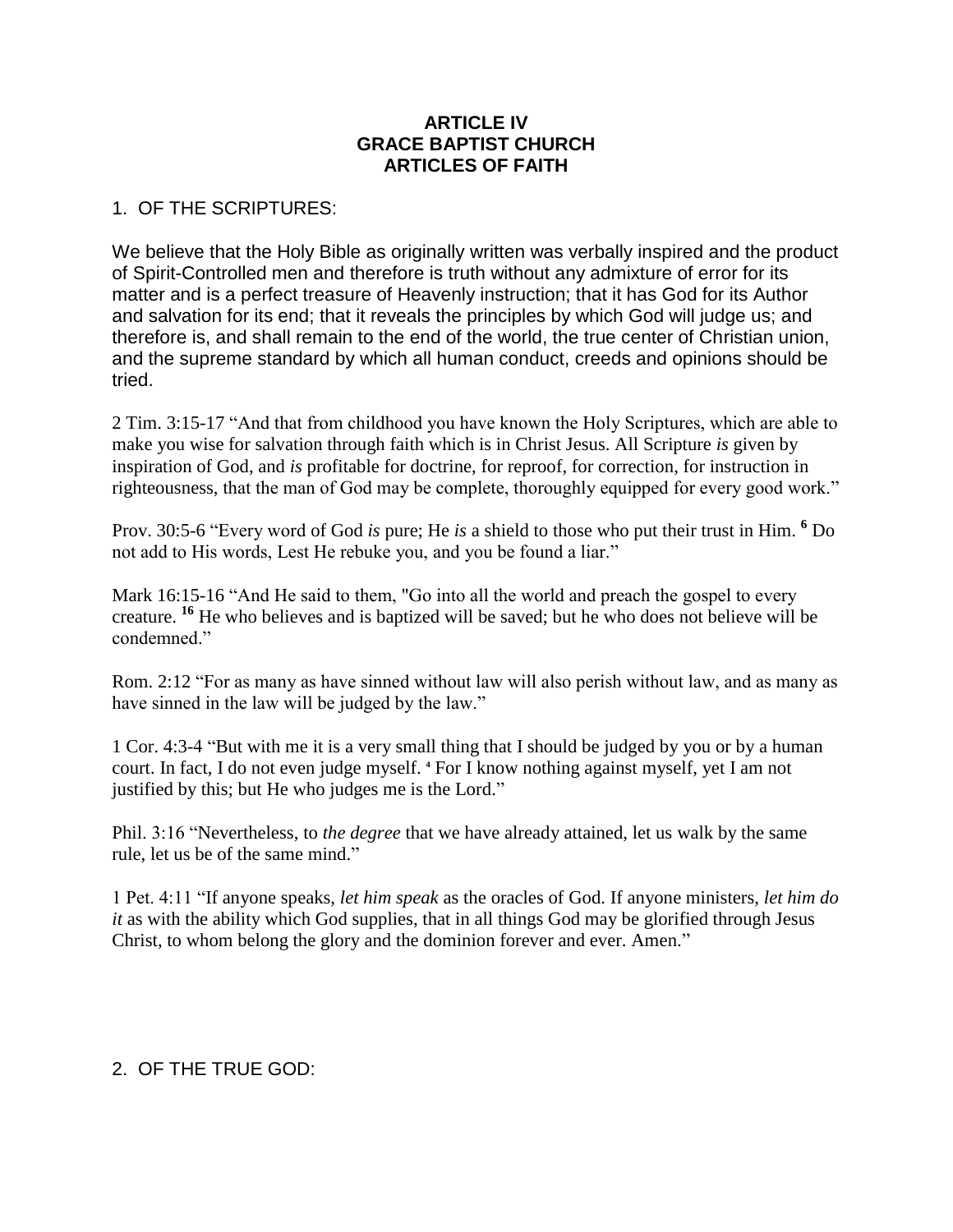# ARTICLE IV
# GRACE BAPTIST CHURCH
# ARTICLES OF FAITH

## 1. OF THE SCRIPTURES:

We believe that the Holy Bible as originally written was verbally inspired and the product of Spirit-Controlled men and therefore is truth without any admixture of error for its matter and is a perfect treasure of Heavenly instruction; that it has God for its Author and salvation for its end; that it reveals the principles by which God will judge us; and therefore is, and shall remain to the end of the world, the true center of Christian union, and the supreme standard by which all human conduct, creeds and opinions should be tried.

2 Tim. 3:15-17 "And that from childhood you have known the Holy Scriptures, which are able to make you wise for salvation through faith which is in Christ Jesus. All Scripture *is* given by inspiration of God, and *is* profitable for doctrine, for reproof, for correction, for instruction in righteousness, that the man of God may be complete, thoroughly equipped for every good work."

Prov. 30:5-6 "Every word of God *is* pure; He *is* a shield to those who put their trust in Him. **6** Do not add to His words, Lest He rebuke you, and you be found a liar."

Mark 16:15-16 "And He said to them, "Go into all the world and preach the gospel to every creature. **16** He who believes and is baptized will be saved; but he who does not believe will be condemned."

Rom. 2:12 "For as many as have sinned without law will also perish without law, and as many as have sinned in the law will be judged by the law."

1 Cor. 4:3-4 "But with me it is a very small thing that I should be judged by you or by a human court. In fact, I do not even judge myself. 4 For I know nothing against myself, yet I am not justified by this; but He who judges me is the Lord."

Phil. 3:16 "Nevertheless, to *the degree* that we have already attained, let us walk by the same rule, let us be of the same mind."

1 Pet. 4:11 "If anyone speaks, *let him speak* as the oracles of God. If anyone ministers, *let him do it* as with the ability which God supplies, that in all things God may be glorified through Jesus Christ, to whom belong the glory and the dominion forever and ever. Amen."

## 2. OF THE TRUE GOD: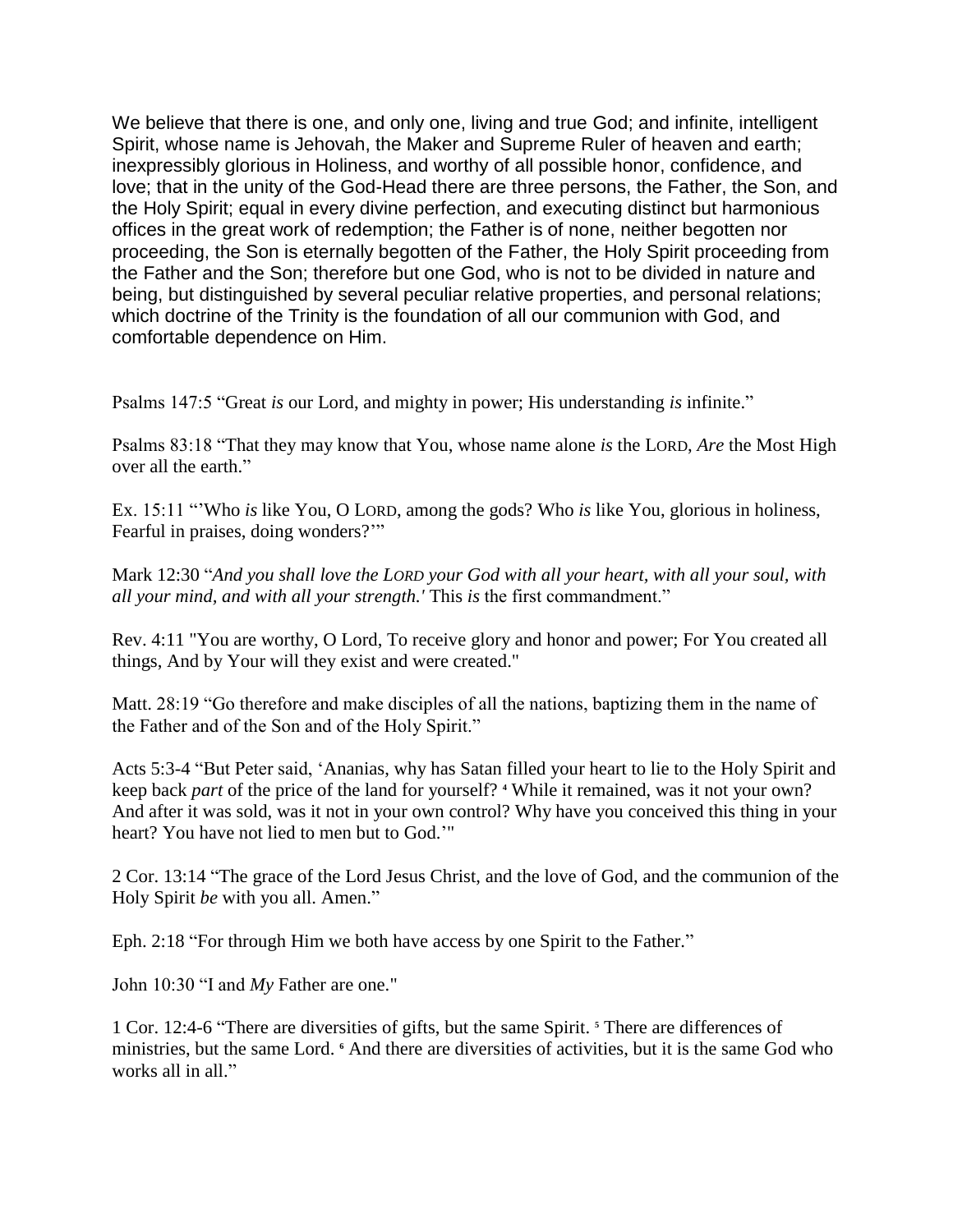We believe that there is one, and only one, living and true God; and infinite, intelligent Spirit, whose name is Jehovah, the Maker and Supreme Ruler of heaven and earth; inexpressibly glorious in Holiness, and worthy of all possible honor, confidence, and love; that in the unity of the God-Head there are three persons, the Father, the Son, and the Holy Spirit; equal in every divine perfection, and executing distinct but harmonious offices in the great work of redemption; the Father is of none, neither begotten nor proceeding, the Son is eternally begotten of the Father, the Holy Spirit proceeding from the Father and the Son; therefore but one God, who is not to be divided in nature and being, but distinguished by several peculiar relative properties, and personal relations; which doctrine of the Trinity is the foundation of all our communion with God, and comfortable dependence on Him.

Psalms 147:5 "Great *is* our Lord, and mighty in power; His understanding *is* infinite."

Psalms 83:18 "That they may know that You, whose name alone *is* the LORD, *Are* the Most High over all the earth."

Ex. 15:11 "'Who *is* like You, O LORD, among the gods? Who *is* like You, glorious in holiness, Fearful in praises, doing wonders?'"

Mark 12:30 "*And you shall love the LORD your God with all your heart, with all your soul, with all your mind, and with all your strength.'* This *is* the first commandment."

Rev. 4:11 "You are worthy, O Lord, To receive glory and honor and power; For You created all things, And by Your will they exist and were created."

Matt. 28:19 "Go therefore and make disciples of all the nations, baptizing them in the name of the Father and of the Son and of the Holy Spirit."

Acts 5:3-4 "But Peter said, 'Ananias, why has Satan filled your heart to lie to the Holy Spirit and keep back *part* of the price of the land for yourself? [4] While it remained, was it not your own? And after it was sold, was it not in your own control? Why have you conceived this thing in your heart? You have not lied to men but to God.'"

2 Cor. 13:14 "The grace of the Lord Jesus Christ, and the love of God, and the communion of the Holy Spirit *be* with you all. Amen."

Eph. 2:18 "For through Him we both have access by one Spirit to the Father."

John 10:30 "I and *My* Father are one."

1 Cor. 12:4-6 "There are diversities of gifts, but the same Spirit. [5] There are differences of ministries, but the same Lord. [6] And there are diversities of activities, but it is the same God who works all in all."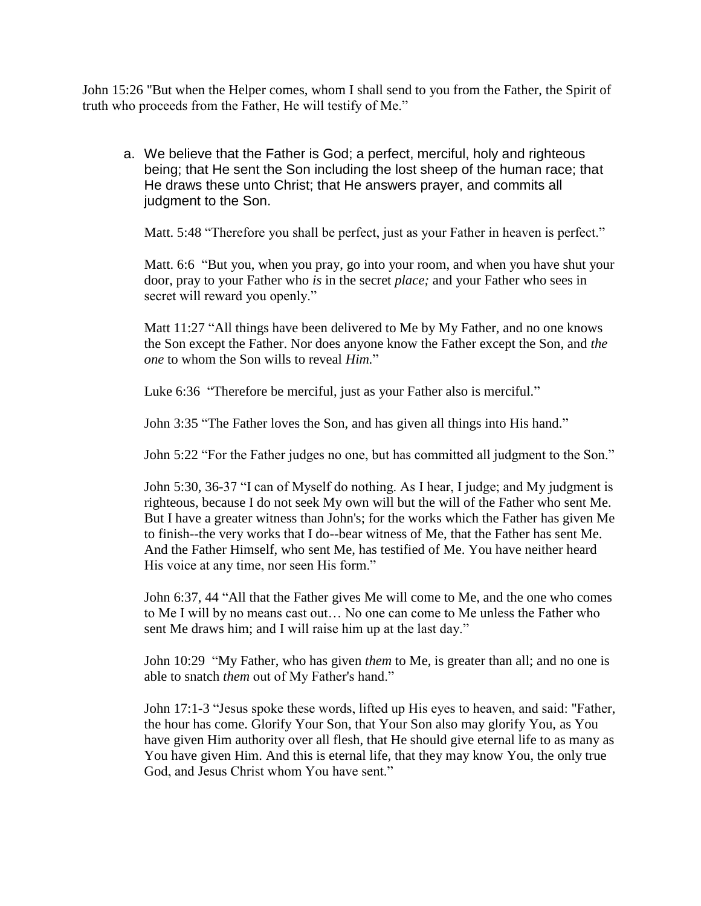John 15:26 "But when the Helper comes, whom I shall send to you from the Father, the Spirit of truth who proceeds from the Father, He will testify of Me."

a. We believe that the Father is God; a perfect, merciful, holy and righteous being; that He sent the Son including the lost sheep of the human race; that He draws these unto Christ; that He answers prayer, and commits all judgment to the Son.

   Matt. 5:48 "Therefore you shall be perfect, just as your Father in heaven is perfect."

   Matt. 6:6 "But you, when you pray, go into your room, and when you have shut your door, pray to your Father who *is* in the secret *place;* and your Father who sees in secret will reward you openly."

   Matt 11:27 "All things have been delivered to Me by My Father, and no one knows the Son except the Father. Nor does anyone know the Father except the Son, and *the one* to whom the Son wills to reveal *Him.*"

   Luke 6:36 "Therefore be merciful, just as your Father also is merciful."

   John 3:35 "The Father loves the Son, and has given all things into His hand."

   John 5:22 "For the Father judges no one, but has committed all judgment to the Son."

   John 5:30, 36-37 "I can of Myself do nothing. As I hear, I judge; and My judgment is righteous, because I do not seek My own will but the will of the Father who sent Me. But I have a greater witness than John's; for the works which the Father has given Me to finish--the very works that I do--bear witness of Me, that the Father has sent Me. And the Father Himself, who sent Me, has testified of Me. You have neither heard His voice at any time, nor seen His form."

   John 6:37, 44 "All that the Father gives Me will come to Me, and the one who comes to Me I will by no means cast out… No one can come to Me unless the Father who sent Me draws him; and I will raise him up at the last day."

   John 10:29 "My Father, who has given *them* to Me, is greater than all; and no one is able to snatch *them* out of My Father's hand."

   John 17:1-3 "Jesus spoke these words, lifted up His eyes to heaven, and said: "Father, the hour has come. Glorify Your Son, that Your Son also may glorify You, as You have given Him authority over all flesh, that He should give eternal life to as many as You have given Him. And this is eternal life, that they may know You, the only true God, and Jesus Christ whom You have sent."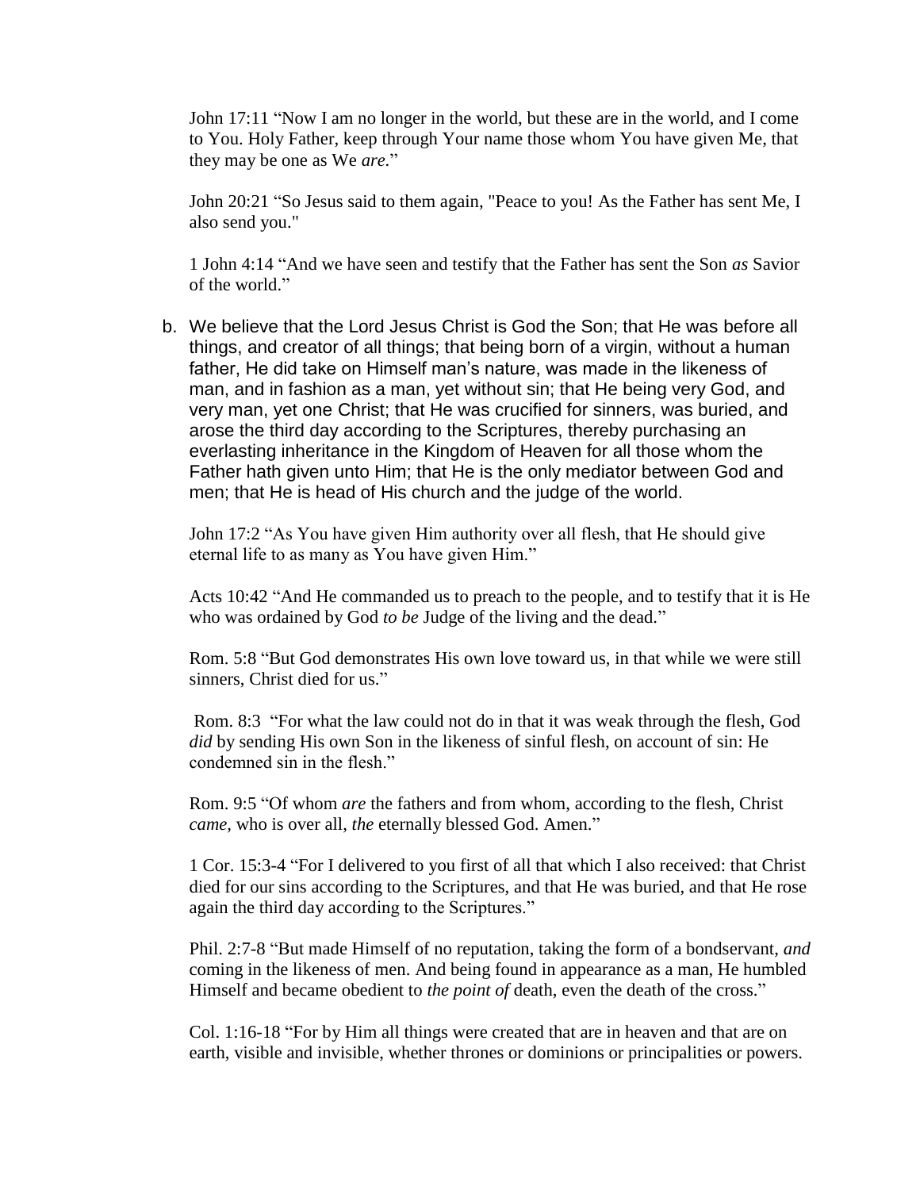John 17:11 “Now I am no longer in the world, but these are in the world, and I come to You. Holy Father, keep through Your name those whom You have given Me, that they may be one as We *are.*”

John 20:21 “So Jesus said to them again, "Peace to you! As the Father has sent Me, I also send you."

1 John 4:14 “And we have seen and testify that the Father has sent the Son *as* Savior of the world.”

b. We believe that the Lord Jesus Christ is God the Son; that He was before all things, and creator of all things; that being born of a virgin, without a human father, He did take on Himself man’s nature, was made in the likeness of man, and in fashion as a man, yet without sin; that He being very God, and very man, yet one Christ; that He was crucified for sinners, was buried, and arose the third day according to the Scriptures, thereby purchasing an everlasting inheritance in the Kingdom of Heaven for all those whom the Father hath given unto Him; that He is the only mediator between God and men; that He is head of His church and the judge of the world.

John 17:2 “As You have given Him authority over all flesh, that He should give eternal life to as many as You have given Him.”

Acts 10:42 “And He commanded us to preach to the people, and to testify that it is He who was ordained by God *to be* Judge of the living and the dead.”

Rom. 5:8 “But God demonstrates His own love toward us, in that while we were still sinners, Christ died for us.”

Rom. 8:3 “For what the law could not do in that it was weak through the flesh, God *did* by sending His own Son in the likeness of sinful flesh, on account of sin: He condemned sin in the flesh.”

Rom. 9:5 “Of whom *are* the fathers and from whom, according to the flesh, Christ *came,* who is over all, *the* eternally blessed God. Amen.”

1 Cor. 15:3-4 “For I delivered to you first of all that which I also received: that Christ died for our sins according to the Scriptures, and that He was buried, and that He rose again the third day according to the Scriptures.”

Phil. 2:7-8 “But made Himself of no reputation, taking the form of a bondservant, *and* coming in the likeness of men. And being found in appearance as a man, He humbled Himself and became obedient to *the point of* death, even the death of the cross.”

Col. 1:16-18 “For by Him all things were created that are in heaven and that are on earth, visible and invisible, whether thrones or dominions or principalities or powers.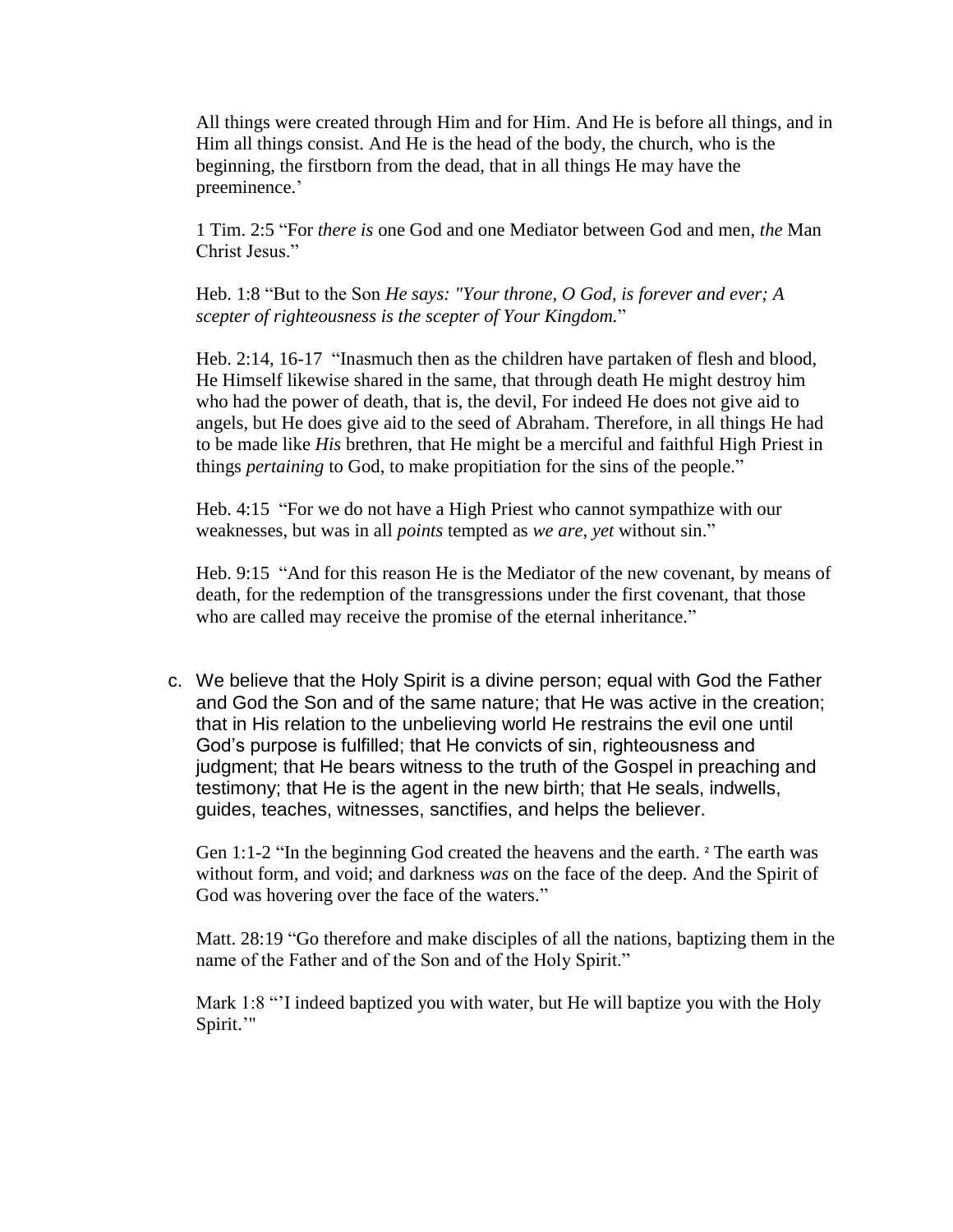All things were created through Him and for Him. And He is before all things, and in Him all things consist. And He is the head of the body, the church, who is the beginning, the firstborn from the dead, that in all things He may have the preeminence.'

1 Tim. 2:5 "For *there is* one God and one Mediator between God and men, *the* Man Christ Jesus."

Heb. 1:8 "But to the Son *He says: "Your throne, O God, is forever and ever; A scepter of righteousness is the scepter of Your Kingdom.*"

Heb. 2:14, 16-17 "Inasmuch then as the children have partaken of flesh and blood, He Himself likewise shared in the same, that through death He might destroy him who had the power of death, that is, the devil, For indeed He does not give aid to angels, but He does give aid to the seed of Abraham. Therefore, in all things He had to be made like *His* brethren, that He might be a merciful and faithful High Priest in things *pertaining* to God, to make propitiation for the sins of the people."

Heb. 4:15 "For we do not have a High Priest who cannot sympathize with our weaknesses, but was in all *points* tempted as *we are, yet* without sin."

Heb. 9:15 "And for this reason He is the Mediator of the new covenant, by means of death, for the redemption of the transgressions under the first covenant, that those who are called may receive the promise of the eternal inheritance."

c. We believe that the Holy Spirit is a divine person; equal with God the Father and God the Son and of the same nature; that He was active in the creation; that in His relation to the unbelieving world He restrains the evil one until God's purpose is fulfilled; that He convicts of sin, righteousness and judgment; that He bears witness to the truth of the Gospel in preaching and testimony; that He is the agent in the new birth; that He seals, indwells, guides, teaches, witnesses, sanctifies, and helps the believer.

Gen 1:1-2 "In the beginning God created the heavens and the earth. [2] The earth was without form, and void; and darkness *was* on the face of the deep. And the Spirit of God was hovering over the face of the waters."

Matt. 28:19 "Go therefore and make disciples of all the nations, baptizing them in the name of the Father and of the Son and of the Holy Spirit."

Mark 1:8 "'I indeed baptized you with water, but He will baptize you with the Holy Spirit.'"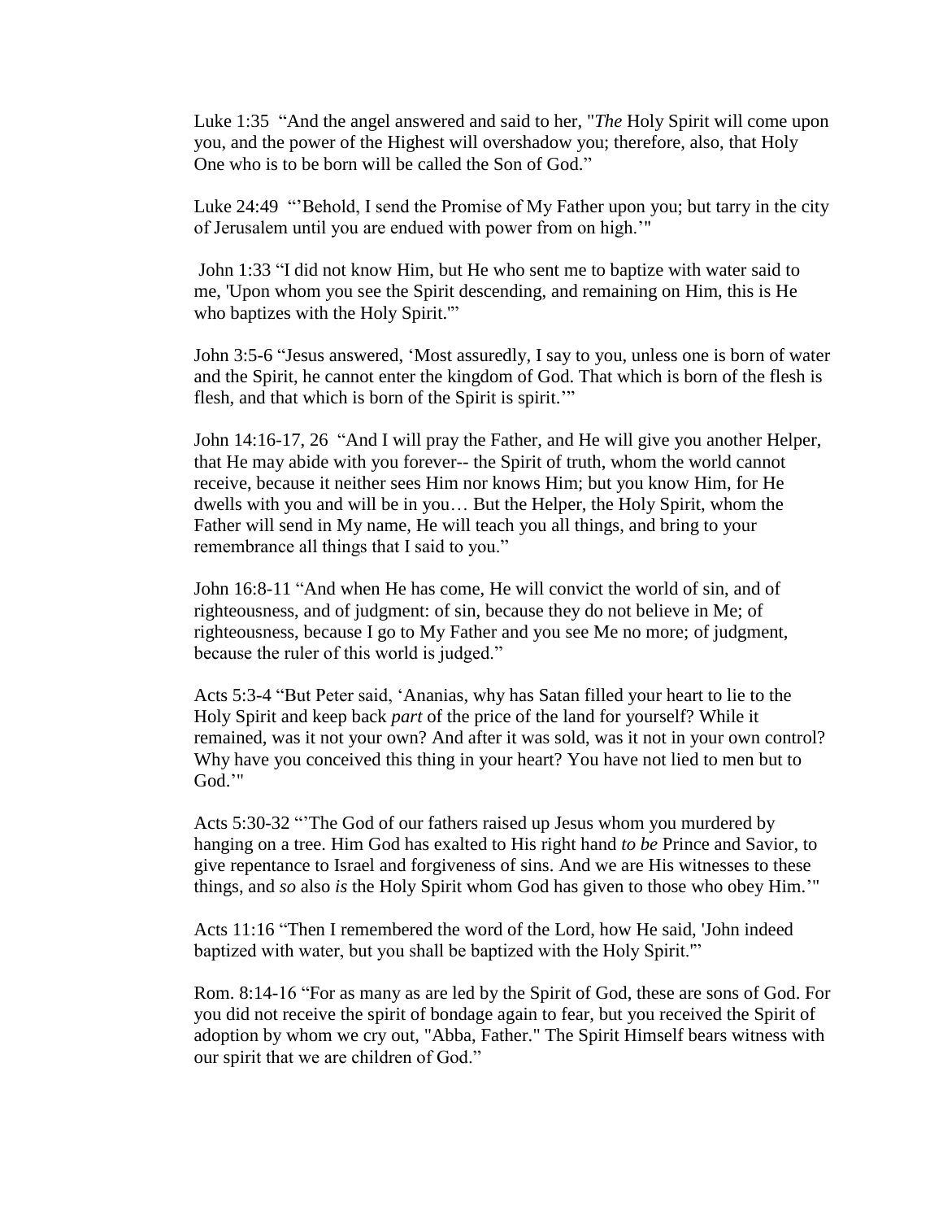Luke 1:35 "And the angel answered and said to her, "*The* Holy Spirit will come upon you, and the power of the Highest will overshadow you; therefore, also, that Holy One who is to be born will be called the Son of God."

Luke 24:49 "'Behold, I send the Promise of My Father upon you; but tarry in the city of Jerusalem until you are endued with power from on high.'"

John 1:33 "I did not know Him, but He who sent me to baptize with water said to me, 'Upon whom you see the Spirit descending, and remaining on Him, this is He who baptizes with the Holy Spirit.'"

John 3:5-6 "Jesus answered, 'Most assuredly, I say to you, unless one is born of water and the Spirit, he cannot enter the kingdom of God. That which is born of the flesh is flesh, and that which is born of the Spirit is spirit.'"

John 14:16-17, 26 "And I will pray the Father, and He will give you another Helper, that He may abide with you forever-- the Spirit of truth, whom the world cannot receive, because it neither sees Him nor knows Him; but you know Him, for He dwells with you and will be in you… But the Helper, the Holy Spirit, whom the Father will send in My name, He will teach you all things, and bring to your remembrance all things that I said to you."

John 16:8-11 "And when He has come, He will convict the world of sin, and of righteousness, and of judgment: of sin, because they do not believe in Me; of righteousness, because I go to My Father and you see Me no more; of judgment, because the ruler of this world is judged."

Acts 5:3-4 "But Peter said, 'Ananias, why has Satan filled your heart to lie to the Holy Spirit and keep back *part* of the price of the land for yourself? While it remained, was it not your own? And after it was sold, was it not in your own control? Why have you conceived this thing in your heart? You have not lied to men but to God.'"

Acts 5:30-32 "'The God of our fathers raised up Jesus whom you murdered by hanging on a tree. Him God has exalted to His right hand *to be* Prince and Savior, to give repentance to Israel and forgiveness of sins. And we are His witnesses to these things, and *so* also *is* the Holy Spirit whom God has given to those who obey Him.'"

Acts 11:16 "Then I remembered the word of the Lord, how He said, 'John indeed baptized with water, but you shall be baptized with the Holy Spirit.'"

Rom. 8:14-16 "For as many as are led by the Spirit of God, these are sons of God. For you did not receive the spirit of bondage again to fear, but you received the Spirit of adoption by whom we cry out, "Abba, Father." The Spirit Himself bears witness with our spirit that we are children of God."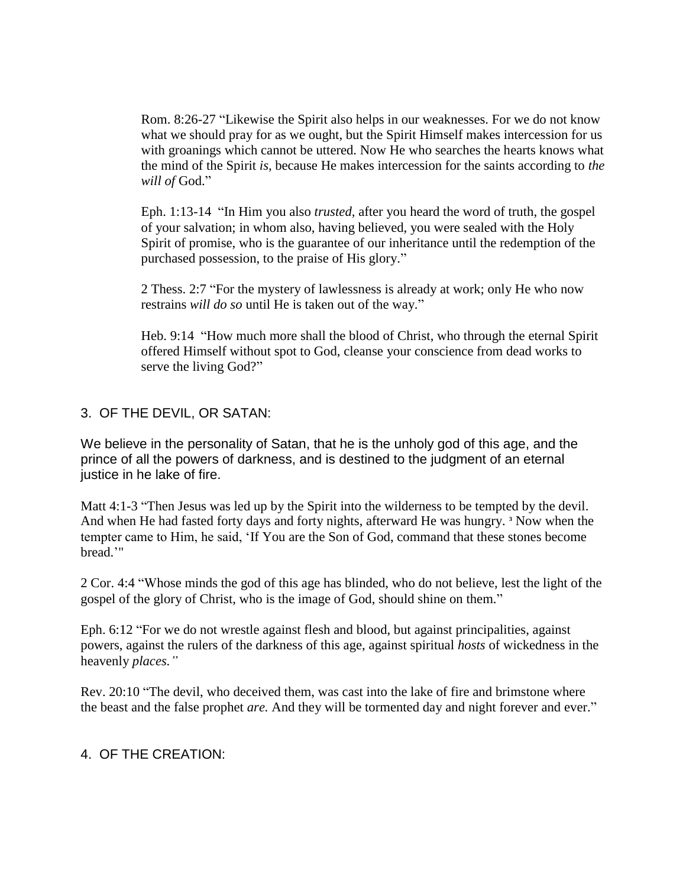Rom. 8:26-27 “Likewise the Spirit also helps in our weaknesses. For we do not know what we should pray for as we ought, but the Spirit Himself makes intercession for us with groanings which cannot be uttered. Now He who searches the hearts knows what the mind of the Spirit *is,* because He makes intercession for the saints according to *the will of* God.”

Eph. 1:13-14 “In Him you also *trusted,* after you heard the word of truth, the gospel of your salvation; in whom also, having believed, you were sealed with the Holy Spirit of promise, who is the guarantee of our inheritance until the redemption of the purchased possession, to the praise of His glory.”

2 Thess. 2:7 “For the mystery of lawlessness is already at work; only He who now restrains *will do so* until He is taken out of the way.”

Heb. 9:14 “How much more shall the blood of Christ, who through the eternal Spirit offered Himself without spot to God, cleanse your conscience from dead works to serve the living God?”

## 3. OF THE DEVIL, OR SATAN:

We believe in the personality of Satan, that he is the unholy god of this age, and the prince of all the powers of darkness, and is destined to the judgment of an eternal justice in he lake of fire.

Matt 4:1-3 “Then Jesus was led up by the Spirit into the wilderness to be tempted by the devil. And when He had fasted forty days and forty nights, afterward He was hungry. [3] Now when the tempter came to Him, he said, ‘If You are the Son of God, command that these stones become bread.’"

2 Cor. 4:4 “Whose minds the god of this age has blinded, who do not believe, lest the light of the gospel of the glory of Christ, who is the image of God, should shine on them.”

Eph. 6:12 “For we do not wrestle against flesh and blood, but against principalities, against powers, against the rulers of the darkness of this age, against spiritual *hosts* of wickedness in the heavenly *places.”*

Rev. 20:10 “The devil, who deceived them, was cast into the lake of fire and brimstone where the beast and the false prophet *are.* And they will be tormented day and night forever and ever.”

## 4. OF THE CREATION: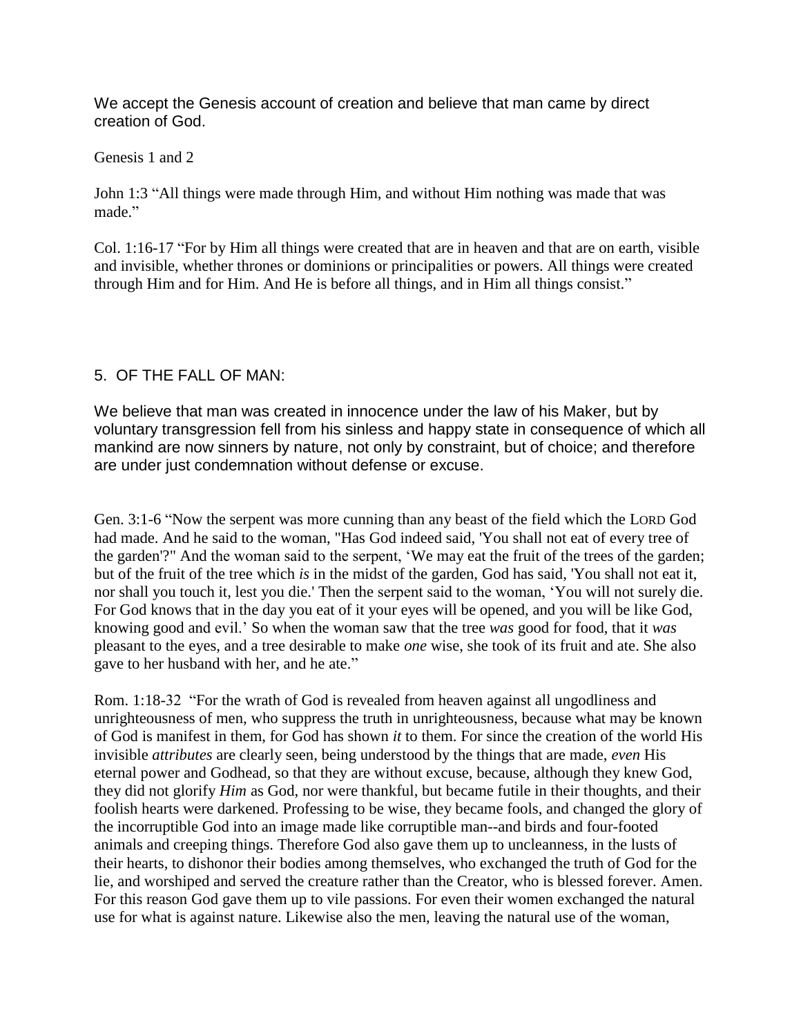We accept the Genesis account of creation and believe that man came by direct creation of God.

Genesis 1 and 2

John 1:3 “All things were made through Him, and without Him nothing was made that was made.”

Col. 1:16-17 “For by Him all things were created that are in heaven and that are on earth, visible and invisible, whether thrones or dominions or principalities or powers. All things were created through Him and for Him. And He is before all things, and in Him all things consist.”

## 5. OF THE FALL OF MAN:

We believe that man was created in innocence under the law of his Maker, but by voluntary transgression fell from his sinless and happy state in consequence of which all mankind are now sinners by nature, not only by constraint, but of choice; and therefore are under just condemnation without defense or excuse.

Gen. 3:1-6 “Now the serpent was more cunning than any beast of the field which the LORD God had made. And he said to the woman, "Has God indeed said, 'You shall not eat of every tree of the garden'?" And the woman said to the serpent, ‘We may eat the fruit of the trees of the garden; but of the fruit of the tree which *is* in the midst of the garden, God has said, 'You shall not eat it, nor shall you touch it, lest you die.' Then the serpent said to the woman, ‘You will not surely die. For God knows that in the day you eat of it your eyes will be opened, and you will be like God, knowing good and evil.’ So when the woman saw that the tree *was* good for food, that it *was* pleasant to the eyes, and a tree desirable to make *one* wise, she took of its fruit and ate. She also gave to her husband with her, and he ate.”

Rom. 1:18-32 “For the wrath of God is revealed from heaven against all ungodliness and unrighteousness of men, who suppress the truth in unrighteousness, because what may be known of God is manifest in them, for God has shown *it* to them. For since the creation of the world His invisible *attributes* are clearly seen, being understood by the things that are made, *even* His eternal power and Godhead, so that they are without excuse, because, although they knew God, they did not glorify *Him* as God, nor were thankful, but became futile in their thoughts, and their foolish hearts were darkened. Professing to be wise, they became fools, and changed the glory of the incorruptible God into an image made like corruptible man--and birds and four-footed animals and creeping things. Therefore God also gave them up to uncleanness, in the lusts of their hearts, to dishonor their bodies among themselves, who exchanged the truth of God for the lie, and worshiped and served the creature rather than the Creator, who is blessed forever. Amen. For this reason God gave them up to vile passions. For even their women exchanged the natural use for what is against nature. Likewise also the men, leaving the natural use of the woman,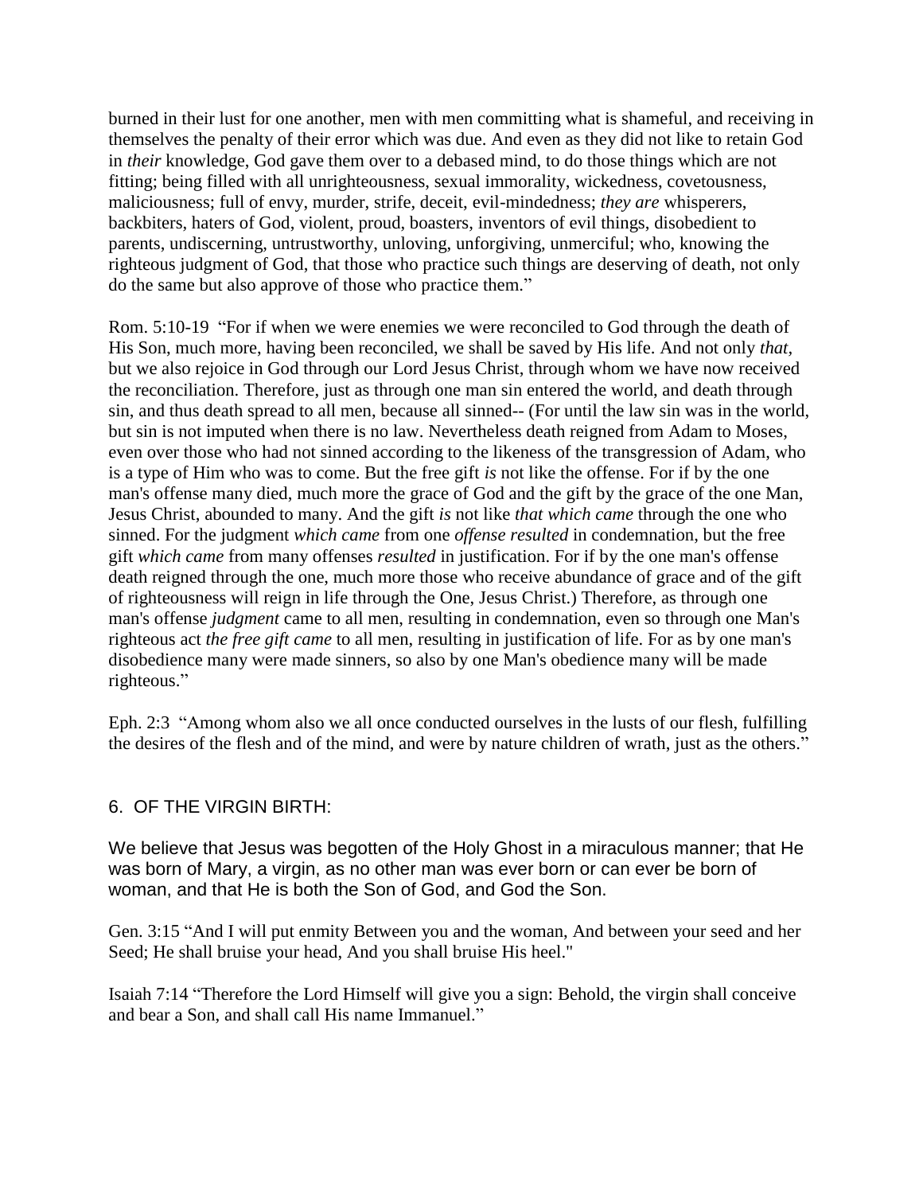burned in their lust for one another, men with men committing what is shameful, and receiving in themselves the penalty of their error which was due. And even as they did not like to retain God in *their* knowledge, God gave them over to a debased mind, to do those things which are not fitting; being filled with all unrighteousness, sexual immorality, wickedness, covetousness, maliciousness; full of envy, murder, strife, deceit, evil-mindedness; *they are* whisperers, backbiters, haters of God, violent, proud, boasters, inventors of evil things, disobedient to parents, undiscerning, untrustworthy, unloving, unforgiving, unmerciful; who, knowing the righteous judgment of God, that those who practice such things are deserving of death, not only do the same but also approve of those who practice them."

Rom. 5:10-19 "For if when we were enemies we were reconciled to God through the death of His Son, much more, having been reconciled, we shall be saved by His life. And not only *that*, but we also rejoice in God through our Lord Jesus Christ, through whom we have now received the reconciliation. Therefore, just as through one man sin entered the world, and death through sin, and thus death spread to all men, because all sinned-- (For until the law sin was in the world, but sin is not imputed when there is no law. Nevertheless death reigned from Adam to Moses, even over those who had not sinned according to the likeness of the transgression of Adam, who is a type of Him who was to come. But the free gift *is* not like the offense. For if by the one man's offense many died, much more the grace of God and the gift by the grace of the one Man, Jesus Christ, abounded to many. And the gift *is* not like *that which came* through the one who sinned. For the judgment *which came* from one *offense resulted* in condemnation, but the free gift *which came* from many offenses *resulted* in justification. For if by the one man's offense death reigned through the one, much more those who receive abundance of grace and of the gift of righteousness will reign in life through the One, Jesus Christ.) Therefore, as through one man's offense *judgment* came to all men, resulting in condemnation, even so through one Man's righteous act *the free gift came* to all men, resulting in justification of life. For as by one man's disobedience many were made sinners, so also by one Man's obedience many will be made righteous."

Eph. 2:3 "Among whom also we all once conducted ourselves in the lusts of our flesh, fulfilling the desires of the flesh and of the mind, and were by nature children of wrath, just as the others."

## 6. OF THE VIRGIN BIRTH:

We believe that Jesus was begotten of the Holy Ghost in a miraculous manner; that He was born of Mary, a virgin, as no other man was ever born or can ever be born of woman, and that He is both the Son of God, and God the Son.

Gen. 3:15 "And I will put enmity Between you and the woman, And between your seed and her Seed; He shall bruise your head, And you shall bruise His heel."

Isaiah 7:14 "Therefore the Lord Himself will give you a sign: Behold, the virgin shall conceive and bear a Son, and shall call His name Immanuel."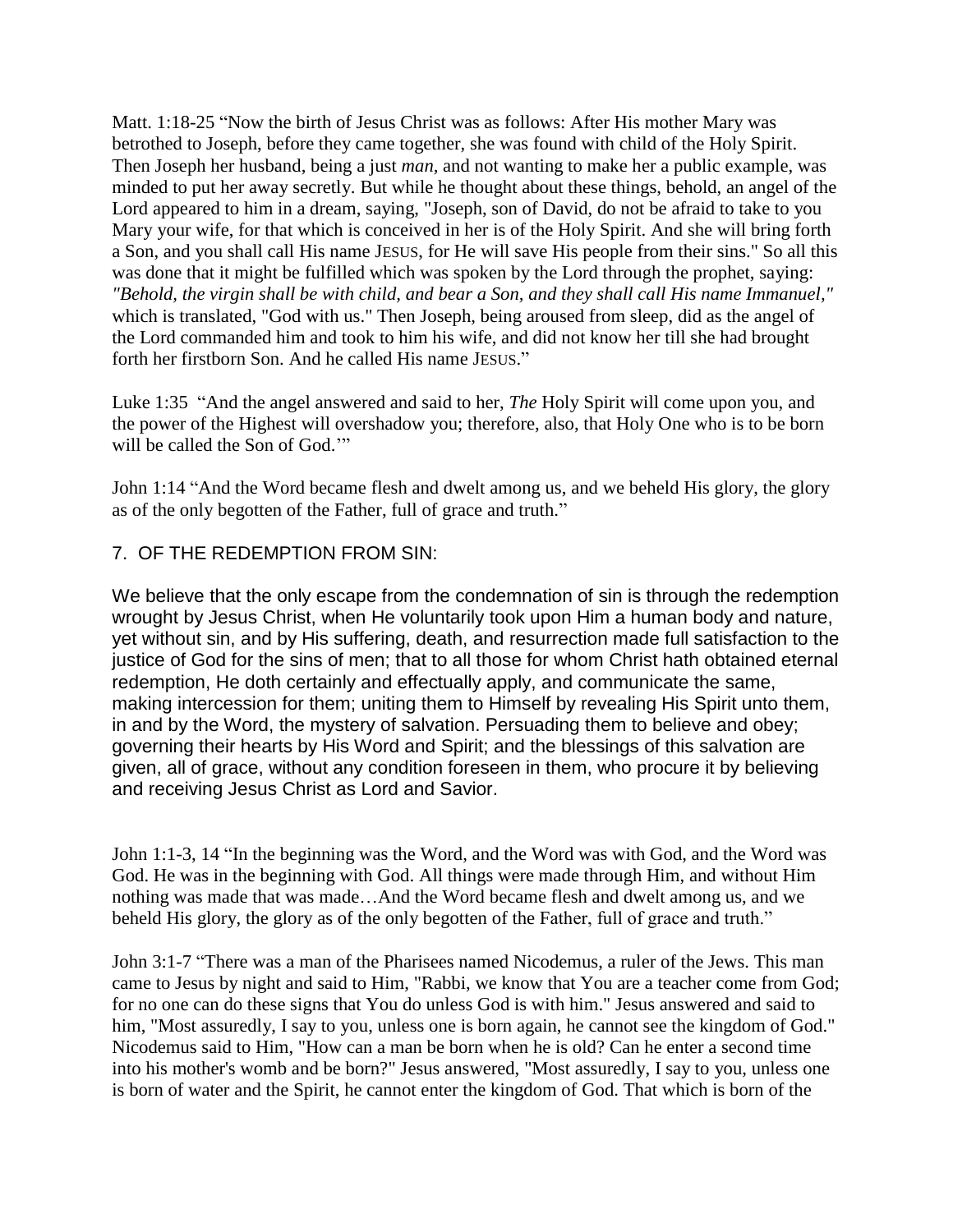Matt. 1:18-25 “Now the birth of Jesus Christ was as follows: After His mother Mary was betrothed to Joseph, before they came together, she was found with child of the Holy Spirit. Then Joseph her husband, being a just *man*, and not wanting to make her a public example, was minded to put her away secretly. But while he thought about these things, behold, an angel of the Lord appeared to him in a dream, saying, "Joseph, son of David, do not be afraid to take to you Mary your wife, for that which is conceived in her is of the Holy Spirit. And she will bring forth a Son, and you shall call His name JESUS, for He will save His people from their sins." So all this was done that it might be fulfilled which was spoken by the Lord through the prophet, saying: *"Behold, the virgin shall be with child, and bear a Son, and they shall call His name Immanuel,"* which is translated, "God with us." Then Joseph, being aroused from sleep, did as the angel of the Lord commanded him and took to him his wife, and did not know her till she had brought forth her firstborn Son. And he called His name JESUS.”

Luke 1:35 “And the angel answered and said to her, *The* Holy Spirit will come upon you, and the power of the Highest will overshadow you; therefore, also, that Holy One who is to be born will be called the Son of God.’”

John 1:14 “And the Word became flesh and dwelt among us, and we beheld His glory, the glory as of the only begotten of the Father, full of grace and truth.”

## 7. OF THE REDEMPTION FROM SIN:

We believe that the only escape from the condemnation of sin is through the redemption wrought by Jesus Christ, when He voluntarily took upon Him a human body and nature, yet without sin, and by His suffering, death, and resurrection made full satisfaction to the justice of God for the sins of men; that to all those for whom Christ hath obtained eternal redemption, He doth certainly and effectually apply, and communicate the same, making intercession for them; uniting them to Himself by revealing His Spirit unto them, in and by the Word, the mystery of salvation. Persuading them to believe and obey; governing their hearts by His Word and Spirit; and the blessings of this salvation are given, all of grace, without any condition foreseen in them, who procure it by believing and receiving Jesus Christ as Lord and Savior.

John 1:1-3, 14 “In the beginning was the Word, and the Word was with God, and the Word was God. He was in the beginning with God. All things were made through Him, and without Him nothing was made that was made…And the Word became flesh and dwelt among us, and we beheld His glory, the glory as of the only begotten of the Father, full of grace and truth.”

John 3:1-7 “There was a man of the Pharisees named Nicodemus, a ruler of the Jews. This man came to Jesus by night and said to Him, "Rabbi, we know that You are a teacher come from God; for no one can do these signs that You do unless God is with him." Jesus answered and said to him, "Most assuredly, I say to you, unless one is born again, he cannot see the kingdom of God." Nicodemus said to Him, "How can a man be born when he is old? Can he enter a second time into his mother's womb and be born?" Jesus answered, "Most assuredly, I say to you, unless one is born of water and the Spirit, he cannot enter the kingdom of God. That which is born of the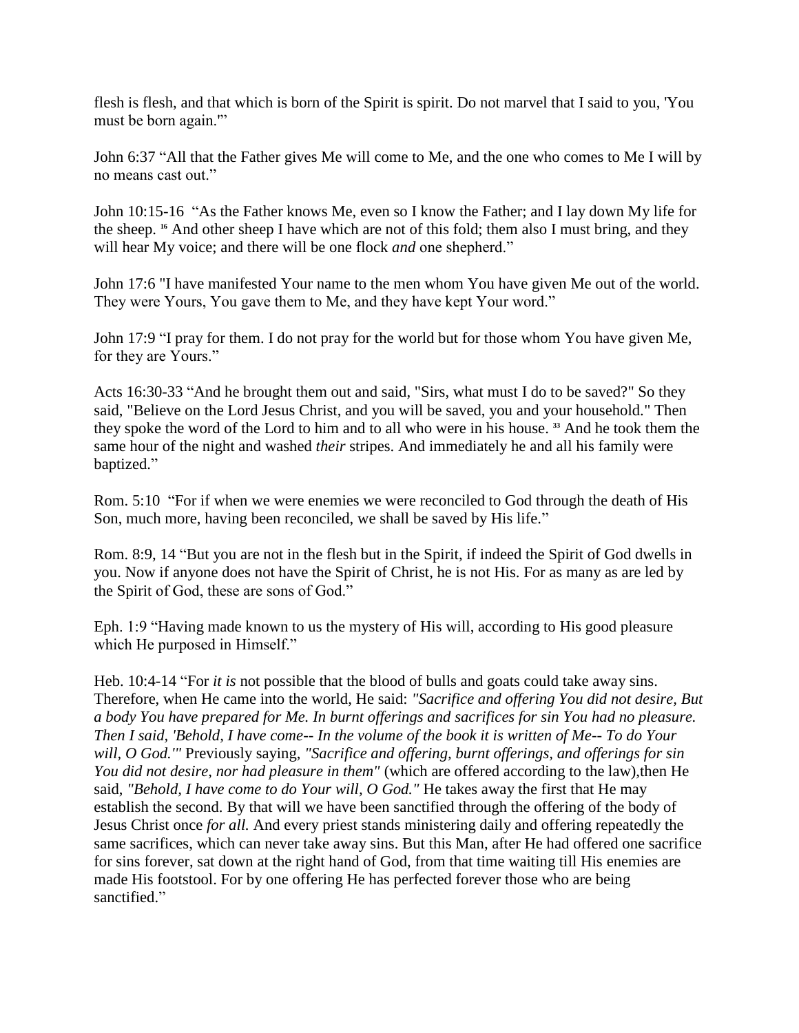flesh is flesh, and that which is born of the Spirit is spirit. Do not marvel that I said to you, 'You must be born again.'"

John 6:37 "All that the Father gives Me will come to Me, and the one who comes to Me I will by no means cast out."

John 10:15-16 "As the Father knows Me, even so I know the Father; and I lay down My life for the sheep. [16] And other sheep I have which are not of this fold; them also I must bring, and they will hear My voice; and there will be one flock *and* one shepherd."

John 17:6 "I have manifested Your name to the men whom You have given Me out of the world. They were Yours, You gave them to Me, and they have kept Your word."

John 17:9 "I pray for them. I do not pray for the world but for those whom You have given Me, for they are Yours."

Acts 16:30-33 "And he brought them out and said, "Sirs, what must I do to be saved?" So they said, "Believe on the Lord Jesus Christ, and you will be saved, you and your household." Then they spoke the word of the Lord to him and to all who were in his house. [33] And he took them the same hour of the night and washed *their* stripes. And immediately he and all his family were baptized."

Rom. 5:10 "For if when we were enemies we were reconciled to God through the death of His Son, much more, having been reconciled, we shall be saved by His life."

Rom. 8:9, 14 "But you are not in the flesh but in the Spirit, if indeed the Spirit of God dwells in you. Now if anyone does not have the Spirit of Christ, he is not His. For as many as are led by the Spirit of God, these are sons of God."

Eph. 1:9 "Having made known to us the mystery of His will, according to His good pleasure which He purposed in Himself."

Heb. 10:4-14 "For *it is* not possible that the blood of bulls and goats could take away sins. Therefore, when He came into the world, He said: *"Sacrifice and offering You did not desire, But a body You have prepared for Me. In burnt offerings and sacrifices for sin You had no pleasure. Then I said, 'Behold, I have come-- In the volume of the book it is written of Me-- To do Your will, O God.'"* Previously saying, *"Sacrifice and offering, burnt offerings, and offerings for sin You did not desire, nor had pleasure in them"* (which are offered according to the law),then He said, *"Behold, I have come to do Your will, O God."* He takes away the first that He may establish the second. By that will we have been sanctified through the offering of the body of Jesus Christ once *for all.* And every priest stands ministering daily and offering repeatedly the same sacrifices, which can never take away sins. But this Man, after He had offered one sacrifice for sins forever, sat down at the right hand of God, from that time waiting till His enemies are made His footstool. For by one offering He has perfected forever those who are being sanctified."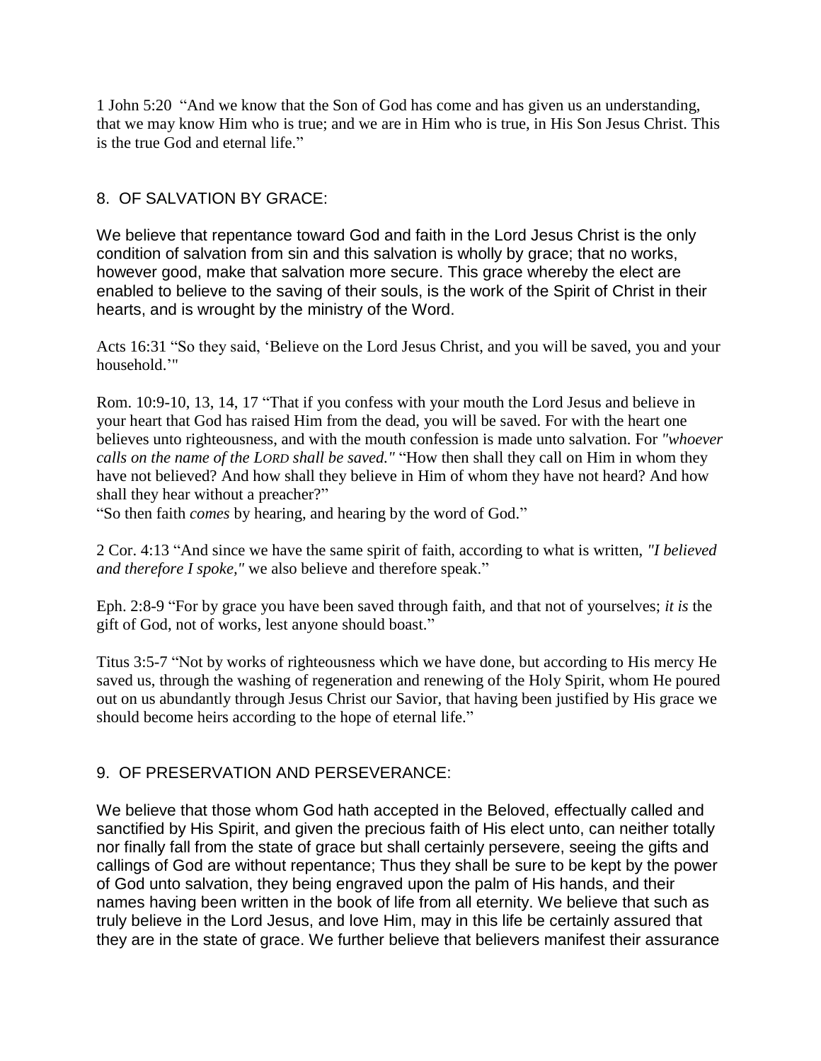1 John 5:20 "And we know that the Son of God has come and has given us an understanding, that we may know Him who is true; and we are in Him who is true, in His Son Jesus Christ. This is the true God and eternal life."

## 8. OF SALVATION BY GRACE:

We believe that repentance toward God and faith in the Lord Jesus Christ is the only condition of salvation from sin and this salvation is wholly by grace; that no works, however good, make that salvation more secure. This grace whereby the elect are enabled to believe to the saving of their souls, is the work of the Spirit of Christ in their hearts, and is wrought by the ministry of the Word.

Acts 16:31 "So they said, 'Believe on the Lord Jesus Christ, and you will be saved, you and your household.'"

Rom. 10:9-10, 13, 14, 17 "That if you confess with your mouth the Lord Jesus and believe in your heart that God has raised Him from the dead, you will be saved. For with the heart one believes unto righteousness, and with the mouth confession is made unto salvation. For *"whoever calls on the name of the LORD shall be saved."* "How then shall they call on Him in whom they have not believed? And how shall they believe in Him of whom they have not heard? And how shall they hear without a preacher?"
"So then faith *comes* by hearing, and hearing by the word of God."

2 Cor. 4:13 "And since we have the same spirit of faith, according to what is written, *"I believed and therefore I spoke,"* we also believe and therefore speak."

Eph. 2:8-9 "For by grace you have been saved through faith, and that not of yourselves; *it is* the gift of God, not of works, lest anyone should boast."

Titus 3:5-7 "Not by works of righteousness which we have done, but according to His mercy He saved us, through the washing of regeneration and renewing of the Holy Spirit, whom He poured out on us abundantly through Jesus Christ our Savior, that having been justified by His grace we should become heirs according to the hope of eternal life."

## 9. OF PRESERVATION AND PERSEVERANCE:

We believe that those whom God hath accepted in the Beloved, effectually called and sanctified by His Spirit, and given the precious faith of His elect unto, can neither totally nor finally fall from the state of grace but shall certainly persevere, seeing the gifts and callings of God are without repentance; Thus they shall be sure to be kept by the power of God unto salvation, they being engraved upon the palm of His hands, and their names having been written in the book of life from all eternity. We believe that such as truly believe in the Lord Jesus, and love Him, may in this life be certainly assured that they are in the state of grace. We further believe that believers manifest their assurance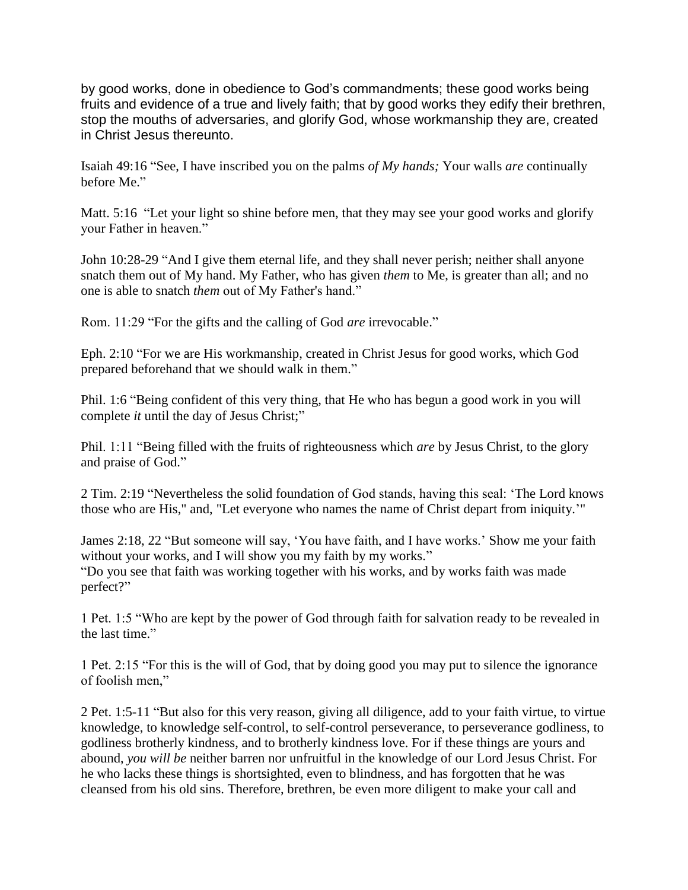by good works, done in obedience to God's commandments; these good works being fruits and evidence of a true and lively faith; that by good works they edify their brethren, stop the mouths of adversaries, and glorify God, whose workmanship they are, created in Christ Jesus thereunto.

Isaiah 49:16 "See, I have inscribed you on the palms *of My hands;* Your walls *are* continually before Me."

Matt. 5:16 "Let your light so shine before men, that they may see your good works and glorify your Father in heaven."

John 10:28-29 "And I give them eternal life, and they shall never perish; neither shall anyone snatch them out of My hand. My Father, who has given *them* to Me, is greater than all; and no one is able to snatch *them* out of My Father's hand."

Rom. 11:29 "For the gifts and the calling of God *are* irrevocable."

Eph. 2:10 "For we are His workmanship, created in Christ Jesus for good works, which God prepared beforehand that we should walk in them."

Phil. 1:6 "Being confident of this very thing, that He who has begun a good work in you will complete *it* until the day of Jesus Christ;"

Phil. 1:11 "Being filled with the fruits of righteousness which *are* by Jesus Christ, to the glory and praise of God."

2 Tim. 2:19 "Nevertheless the solid foundation of God stands, having this seal: 'The Lord knows those who are His," and, "Let everyone who names the name of Christ depart from iniquity.'"

James 2:18, 22 "But someone will say, 'You have faith, and I have works.' Show me your faith without your works, and I will show you my faith by my works."
"Do you see that faith was working together with his works, and by works faith was made perfect?"

1 Pet. 1:5 "Who are kept by the power of God through faith for salvation ready to be revealed in the last time."

1 Pet. 2:15 "For this is the will of God, that by doing good you may put to silence the ignorance of foolish men,"

2 Pet. 1:5-11 "But also for this very reason, giving all diligence, add to your faith virtue, to virtue knowledge, to knowledge self-control, to self-control perseverance, to perseverance godliness, to godliness brotherly kindness, and to brotherly kindness love. For if these things are yours and abound, *you will be* neither barren nor unfruitful in the knowledge of our Lord Jesus Christ. For he who lacks these things is shortsighted, even to blindness, and has forgotten that he was cleansed from his old sins. Therefore, brethren, be even more diligent to make your call and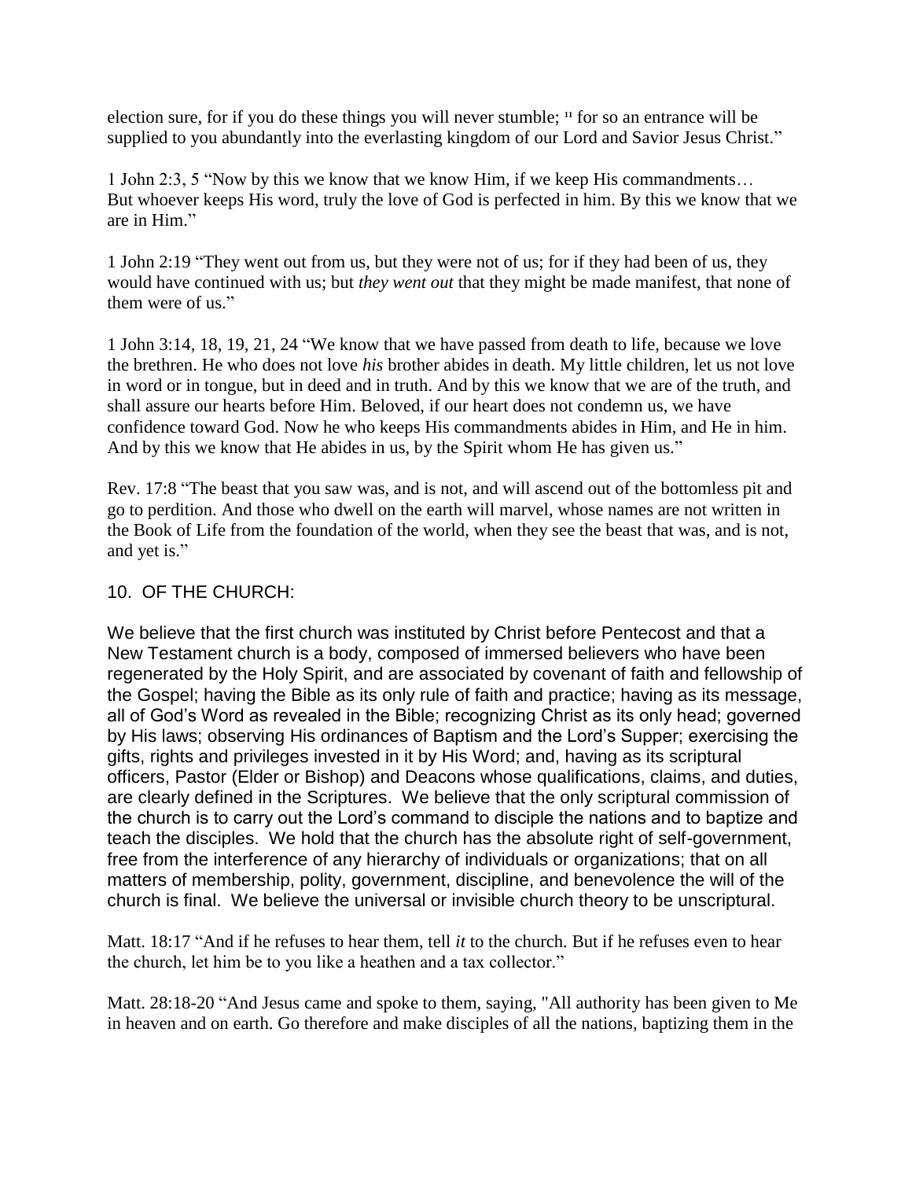election sure, for if you do these things you will never stumble; [11] for so an entrance will be supplied to you abundantly into the everlasting kingdom of our Lord and Savior Jesus Christ."

1 John 2:3, 5 "Now by this we know that we know Him, if we keep His commandments… But whoever keeps His word, truly the love of God is perfected in him. By this we know that we are in Him."

1 John 2:19 "They went out from us, but they were not of us; for if they had been of us, they would have continued with us; but *they went out* that they might be made manifest, that none of them were of us."

1 John 3:14, 18, 19, 21, 24 "We know that we have passed from death to life, because we love the brethren. He who does not love *his* brother abides in death. My little children, let us not love in word or in tongue, but in deed and in truth. And by this we know that we are of the truth, and shall assure our hearts before Him. Beloved, if our heart does not condemn us, we have confidence toward God. Now he who keeps His commandments abides in Him, and He in him. And by this we know that He abides in us, by the Spirit whom He has given us."

Rev. 17:8 "The beast that you saw was, and is not, and will ascend out of the bottomless pit and go to perdition. And those who dwell on the earth will marvel, whose names are not written in the Book of Life from the foundation of the world, when they see the beast that was, and is not, and yet is."

## 10. OF THE CHURCH:

We believe that the first church was instituted by Christ before Pentecost and that a New Testament church is a body, composed of immersed believers who have been regenerated by the Holy Spirit, and are associated by covenant of faith and fellowship of the Gospel; having the Bible as its only rule of faith and practice; having as its message, all of God's Word as revealed in the Bible; recognizing Christ as its only head; governed by His laws; observing His ordinances of Baptism and the Lord's Supper; exercising the gifts, rights and privileges invested in it by His Word; and, having as its scriptural officers, Pastor (Elder or Bishop) and Deacons whose qualifications, claims, and duties, are clearly defined in the Scriptures. We believe that the only scriptural commission of the church is to carry out the Lord's command to disciple the nations and to baptize and teach the disciples. We hold that the church has the absolute right of self-government, free from the interference of any hierarchy of individuals or organizations; that on all matters of membership, polity, government, discipline, and benevolence the will of the church is final. We believe the universal or invisible church theory to be unscriptural.

Matt. 18:17 "And if he refuses to hear them, tell *it* to the church. But if he refuses even to hear the church, let him be to you like a heathen and a tax collector."

Matt. 28:18-20 "And Jesus came and spoke to them, saying, "All authority has been given to Me in heaven and on earth. Go therefore and make disciples of all the nations, baptizing them in the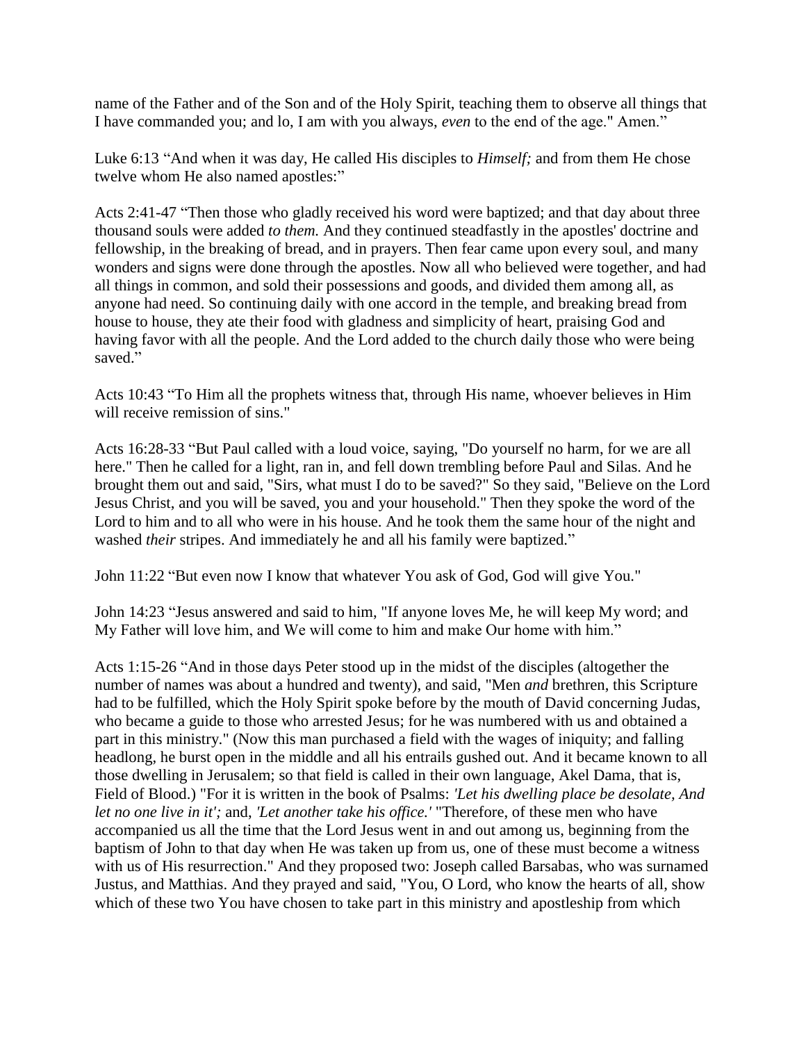name of the Father and of the Son and of the Holy Spirit, teaching them to observe all things that I have commanded you; and lo, I am with you always, *even* to the end of the age." Amen."

Luke 6:13 "And when it was day, He called His disciples to *Himself;* and from them He chose twelve whom He also named apostles:"

Acts 2:41-47 "Then those who gladly received his word were baptized; and that day about three thousand souls were added *to them.* And they continued steadfastly in the apostles' doctrine and fellowship, in the breaking of bread, and in prayers. Then fear came upon every soul, and many wonders and signs were done through the apostles. Now all who believed were together, and had all things in common, and sold their possessions and goods, and divided them among all, as anyone had need. So continuing daily with one accord in the temple, and breaking bread from house to house, they ate their food with gladness and simplicity of heart, praising God and having favor with all the people. And the Lord added to the church daily those who were being saved."

Acts 10:43 "To Him all the prophets witness that, through His name, whoever believes in Him will receive remission of sins."

Acts 16:28-33 "But Paul called with a loud voice, saying, "Do yourself no harm, for we are all here." Then he called for a light, ran in, and fell down trembling before Paul and Silas. And he brought them out and said, "Sirs, what must I do to be saved?" So they said, "Believe on the Lord Jesus Christ, and you will be saved, you and your household." Then they spoke the word of the Lord to him and to all who were in his house. And he took them the same hour of the night and washed *their* stripes. And immediately he and all his family were baptized."

John 11:22 "But even now I know that whatever You ask of God, God will give You."

John 14:23 "Jesus answered and said to him, "If anyone loves Me, he will keep My word; and My Father will love him, and We will come to him and make Our home with him."

Acts 1:15-26 "And in those days Peter stood up in the midst of the disciples (altogether the number of names was about a hundred and twenty), and said, "Men *and* brethren, this Scripture had to be fulfilled, which the Holy Spirit spoke before by the mouth of David concerning Judas, who became a guide to those who arrested Jesus; for he was numbered with us and obtained a part in this ministry." (Now this man purchased a field with the wages of iniquity; and falling headlong, he burst open in the middle and all his entrails gushed out. And it became known to all those dwelling in Jerusalem; so that field is called in their own language, Akel Dama, that is, Field of Blood.) "For it is written in the book of Psalms: *'Let his dwelling place be desolate, And let no one live in it';* and, *'Let another take his office.'* "Therefore, of these men who have accompanied us all the time that the Lord Jesus went in and out among us, beginning from the baptism of John to that day when He was taken up from us, one of these must become a witness with us of His resurrection." And they proposed two: Joseph called Barsabas, who was surnamed Justus, and Matthias. And they prayed and said, "You, O Lord, who know the hearts of all, show which of these two You have chosen to take part in this ministry and apostleship from which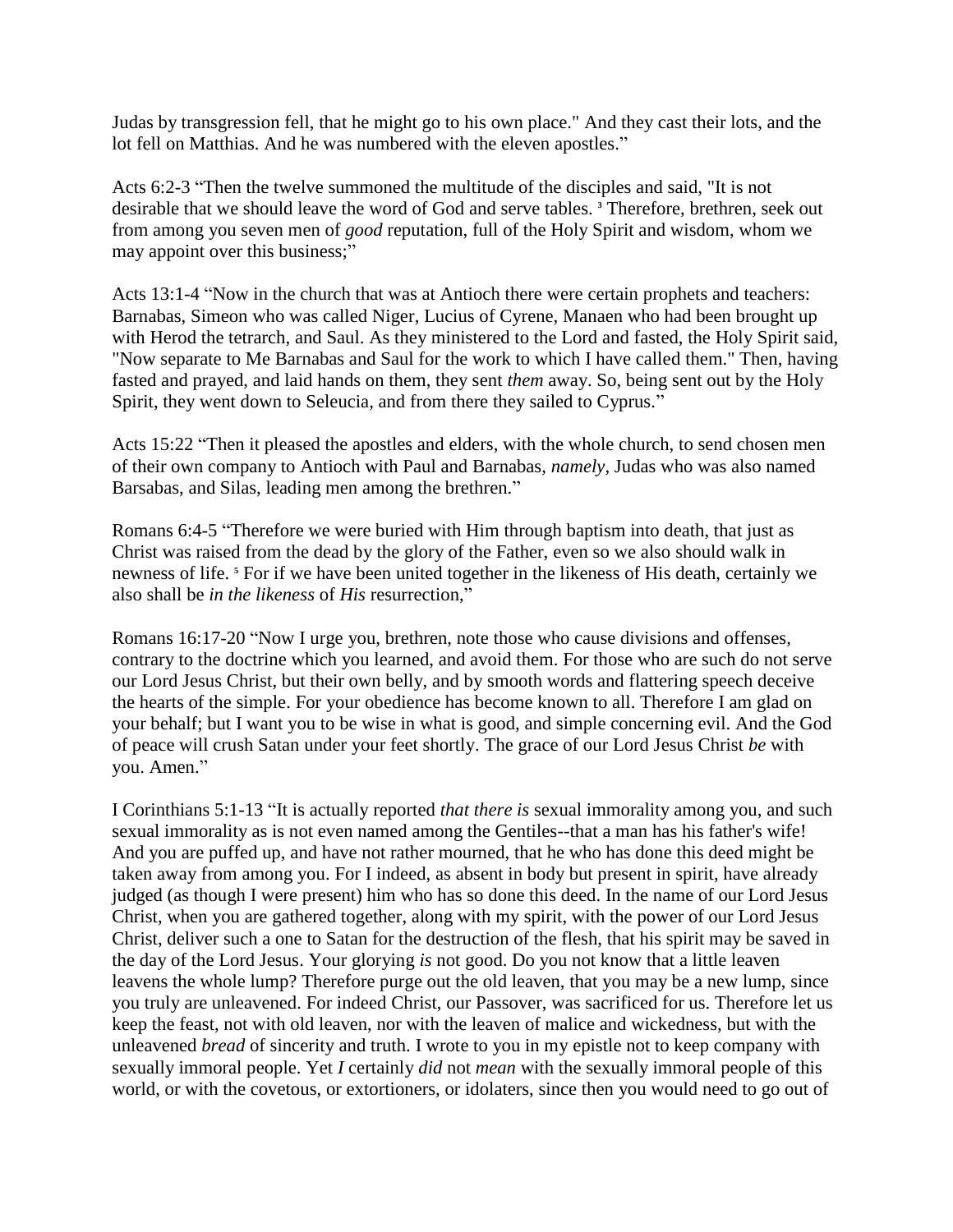Judas by transgression fell, that he might go to his own place." And they cast their lots, and the lot fell on Matthias. And he was numbered with the eleven apostles."

Acts 6:2-3 "Then the twelve summoned the multitude of the disciples and said, "It is not desirable that we should leave the word of God and serve tables. [3] Therefore, brethren, seek out from among you seven men of *good* reputation, full of the Holy Spirit and wisdom, whom we may appoint over this business;"

Acts 13:1-4 "Now in the church that was at Antioch there were certain prophets and teachers: Barnabas, Simeon who was called Niger, Lucius of Cyrene, Manaen who had been brought up with Herod the tetrarch, and Saul. As they ministered to the Lord and fasted, the Holy Spirit said, "Now separate to Me Barnabas and Saul for the work to which I have called them." Then, having fasted and prayed, and laid hands on them, they sent *them* away. So, being sent out by the Holy Spirit, they went down to Seleucia, and from there they sailed to Cyprus."

Acts 15:22 "Then it pleased the apostles and elders, with the whole church, to send chosen men of their own company to Antioch with Paul and Barnabas, *namely*, Judas who was also named Barsabas, and Silas, leading men among the brethren."

Romans 6:4-5 "Therefore we were buried with Him through baptism into death, that just as Christ was raised from the dead by the glory of the Father, even so we also should walk in newness of life. [5] For if we have been united together in the likeness of His death, certainly we also shall be *in the likeness* of *His* resurrection,"

Romans 16:17-20 "Now I urge you, brethren, note those who cause divisions and offenses, contrary to the doctrine which you learned, and avoid them. For those who are such do not serve our Lord Jesus Christ, but their own belly, and by smooth words and flattering speech deceive the hearts of the simple. For your obedience has become known to all. Therefore I am glad on your behalf; but I want you to be wise in what is good, and simple concerning evil. And the God of peace will crush Satan under your feet shortly. The grace of our Lord Jesus Christ *be* with you. Amen."

I Corinthians 5:1-13 "It is actually reported *that there is* sexual immorality among you, and such sexual immorality as is not even named among the Gentiles--that a man has his father's wife! And you are puffed up, and have not rather mourned, that he who has done this deed might be taken away from among you. For I indeed, as absent in body but present in spirit, have already judged (as though I were present) him who has so done this deed. In the name of our Lord Jesus Christ, when you are gathered together, along with my spirit, with the power of our Lord Jesus Christ, deliver such a one to Satan for the destruction of the flesh, that his spirit may be saved in the day of the Lord Jesus. Your glorying *is* not good. Do you not know that a little leaven leavens the whole lump? Therefore purge out the old leaven, that you may be a new lump, since you truly are unleavened. For indeed Christ, our Passover, was sacrificed for us. Therefore let us keep the feast, not with old leaven, nor with the leaven of malice and wickedness, but with the unleavened *bread* of sincerity and truth. I wrote to you in my epistle not to keep company with sexually immoral people. Yet *I* certainly *did* not *mean* with the sexually immoral people of this world, or with the covetous, or extortioners, or idolaters, since then you would need to go out of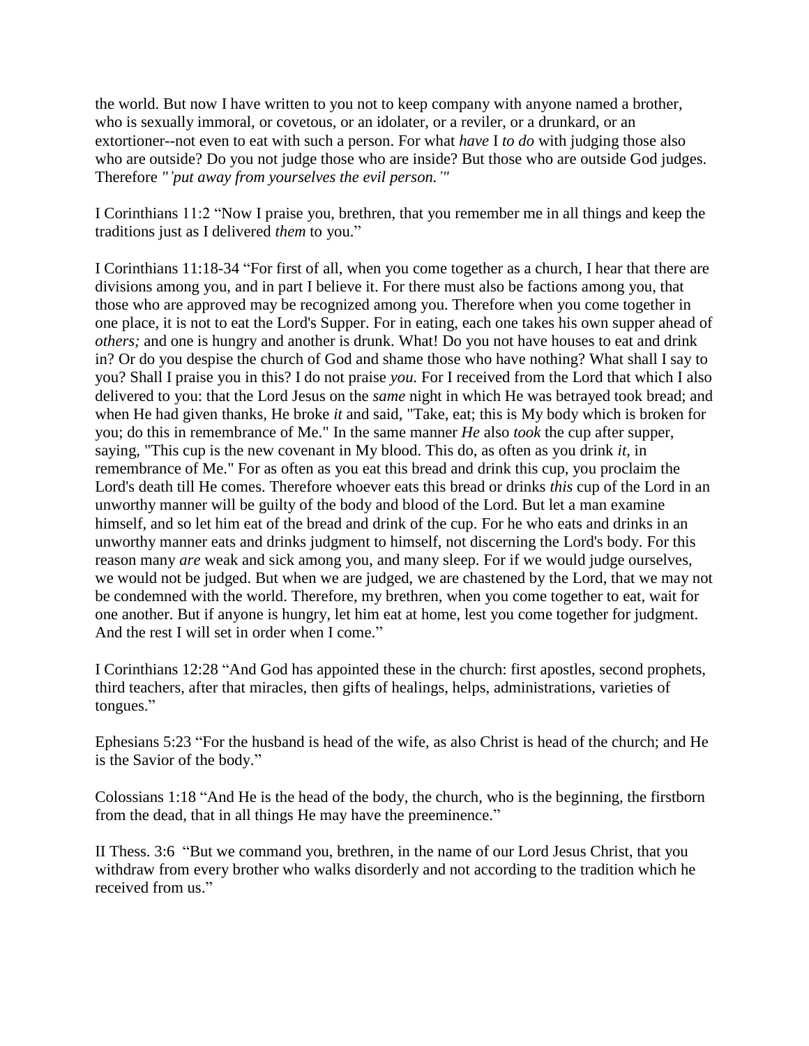the world. But now I have written to you not to keep company with anyone named a brother, who is sexually immoral, or covetous, or an idolater, or a reviler, or a drunkard, or an extortioner--not even to eat with such a person. For what *have* I *to do* with judging those also who are outside? Do you not judge those who are inside? But those who are outside God judges. Therefore *"'put away from yourselves the evil person.'"*

I Corinthians 11:2 "Now I praise you, brethren, that you remember me in all things and keep the traditions just as I delivered *them* to you."

I Corinthians 11:18-34 "For first of all, when you come together as a church, I hear that there are divisions among you, and in part I believe it. For there must also be factions among you, that those who are approved may be recognized among you. Therefore when you come together in one place, it is not to eat the Lord's Supper. For in eating, each one takes his own supper ahead of *others;* and one is hungry and another is drunk. What! Do you not have houses to eat and drink in? Or do you despise the church of God and shame those who have nothing? What shall I say to you? Shall I praise you in this? I do not praise *you.* For I received from the Lord that which I also delivered to you: that the Lord Jesus on the *same* night in which He was betrayed took bread; and when He had given thanks, He broke *it* and said, "Take, eat; this is My body which is broken for you; do this in remembrance of Me." In the same manner *He* also *took* the cup after supper, saying, "This cup is the new covenant in My blood. This do, as often as you drink *it,* in remembrance of Me." For as often as you eat this bread and drink this cup, you proclaim the Lord's death till He comes. Therefore whoever eats this bread or drinks *this* cup of the Lord in an unworthy manner will be guilty of the body and blood of the Lord. But let a man examine himself, and so let him eat of the bread and drink of the cup. For he who eats and drinks in an unworthy manner eats and drinks judgment to himself, not discerning the Lord's body. For this reason many *are* weak and sick among you, and many sleep. For if we would judge ourselves, we would not be judged. But when we are judged, we are chastened by the Lord, that we may not be condemned with the world. Therefore, my brethren, when you come together to eat, wait for one another. But if anyone is hungry, let him eat at home, lest you come together for judgment. And the rest I will set in order when I come."

I Corinthians 12:28 "And God has appointed these in the church: first apostles, second prophets, third teachers, after that miracles, then gifts of healings, helps, administrations, varieties of tongues."

Ephesians 5:23 "For the husband is head of the wife, as also Christ is head of the church; and He is the Savior of the body."

Colossians 1:18 "And He is the head of the body, the church, who is the beginning, the firstborn from the dead, that in all things He may have the preeminence."

II Thess. 3:6 "But we command you, brethren, in the name of our Lord Jesus Christ, that you withdraw from every brother who walks disorderly and not according to the tradition which he received from us."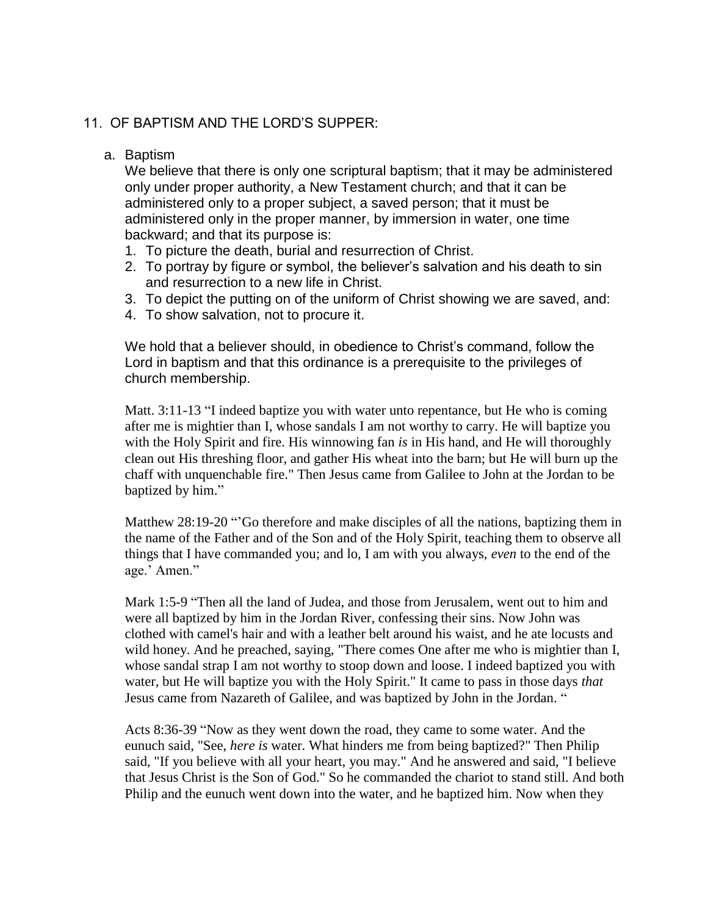## 11. OF BAPTISM AND THE LORD'S SUPPER:

### a. Baptism

We believe that there is only one scriptural baptism; that it may be administered only under proper authority, a New Testament church; and that it can be administered only to a proper subject, a saved person; that it must be administered only in the proper manner, by immersion in water, one time backward; and that its purpose is:

1. To picture the death, burial and resurrection of Christ.
2. To portray by figure or symbol, the believer's salvation and his death to sin and resurrection to a new life in Christ.
3. To depict the putting on of the uniform of Christ showing we are saved, and:
4. To show salvation, not to procure it.

We hold that a believer should, in obedience to Christ's command, follow the Lord in baptism and that this ordinance is a prerequisite to the privileges of church membership.

Matt. 3:11-13 "I indeed baptize you with water unto repentance, but He who is coming after me is mightier than I, whose sandals I am not worthy to carry. He will baptize you with the Holy Spirit and fire. His winnowing fan *is* in His hand, and He will thoroughly clean out His threshing floor, and gather His wheat into the barn; but He will burn up the chaff with unquenchable fire." Then Jesus came from Galilee to John at the Jordan to be baptized by him."

Matthew 28:19-20 "'Go therefore and make disciples of all the nations, baptizing them in the name of the Father and of the Son and of the Holy Spirit, teaching them to observe all things that I have commanded you; and lo, I am with you always, *even* to the end of the age.' Amen."

Mark 1:5-9 "Then all the land of Judea, and those from Jerusalem, went out to him and were all baptized by him in the Jordan River, confessing their sins. Now John was clothed with camel's hair and with a leather belt around his waist, and he ate locusts and wild honey. And he preached, saying, "There comes One after me who is mightier than I, whose sandal strap I am not worthy to stoop down and loose. I indeed baptized you with water, but He will baptize you with the Holy Spirit." It came to pass in those days *that* Jesus came from Nazareth of Galilee, and was baptized by John in the Jordan. "

Acts 8:36-39 "Now as they went down the road, they came to some water. And the eunuch said, "See, *here is* water. What hinders me from being baptized?" Then Philip said, "If you believe with all your heart, you may." And he answered and said, "I believe that Jesus Christ is the Son of God." So he commanded the chariot to stand still. And both Philip and the eunuch went down into the water, and he baptized him. Now when they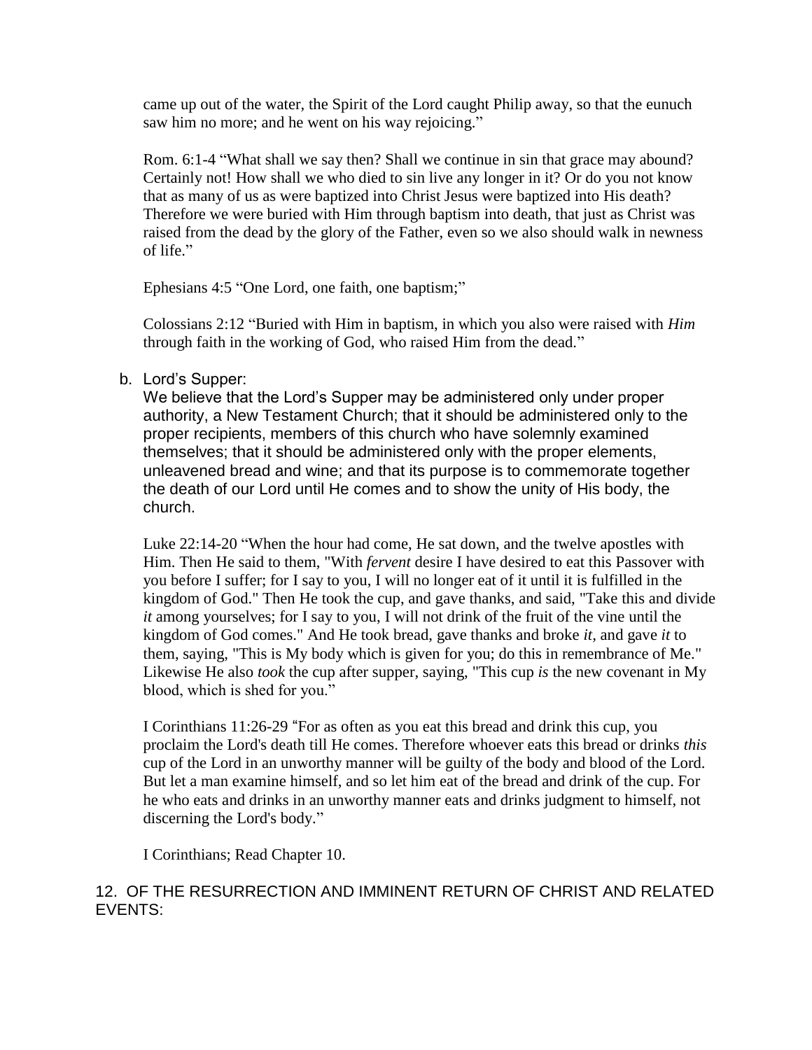came up out of the water, the Spirit of the Lord caught Philip away, so that the eunuch saw him no more; and he went on his way rejoicing."

Rom. 6:1-4 "What shall we say then? Shall we continue in sin that grace may abound? Certainly not! How shall we who died to sin live any longer in it? Or do you not know that as many of us as were baptized into Christ Jesus were baptized into His death? Therefore we were buried with Him through baptism into death, that just as Christ was raised from the dead by the glory of the Father, even so we also should walk in newness of life."

Ephesians 4:5 "One Lord, one faith, one baptism;"

Colossians 2:12 "Buried with Him in baptism, in which you also were raised with *Him* through faith in the working of God, who raised Him from the dead."

b. Lord's Supper:

We believe that the Lord's Supper may be administered only under proper authority, a New Testament Church; that it should be administered only to the proper recipients, members of this church who have solemnly examined themselves; that it should be administered only with the proper elements, unleavened bread and wine; and that its purpose is to commemorate together the death of our Lord until He comes and to show the unity of His body, the church.

Luke 22:14-20 "When the hour had come, He sat down, and the twelve apostles with Him. Then He said to them, "With *fervent* desire I have desired to eat this Passover with you before I suffer; for I say to you, I will no longer eat of it until it is fulfilled in the kingdom of God." Then He took the cup, and gave thanks, and said, "Take this and divide *it* among yourselves; for I say to you, I will not drink of the fruit of the vine until the kingdom of God comes." And He took bread, gave thanks and broke *it*, and gave *it* to them, saying, "This is My body which is given for you; do this in remembrance of Me." Likewise He also *took* the cup after supper, saying, "This cup *is* the new covenant in My blood, which is shed for you."

I Corinthians 11:26-29 "For as often as you eat this bread and drink this cup, you proclaim the Lord's death till He comes. Therefore whoever eats this bread or drinks *this* cup of the Lord in an unworthy manner will be guilty of the body and blood of the Lord. But let a man examine himself, and so let him eat of the bread and drink of the cup. For he who eats and drinks in an unworthy manner eats and drinks judgment to himself, not discerning the Lord's body."

I Corinthians; Read Chapter 10.

## 12. OF THE RESURRECTION AND IMMINENT RETURN OF CHRIST AND RELATED EVENTS: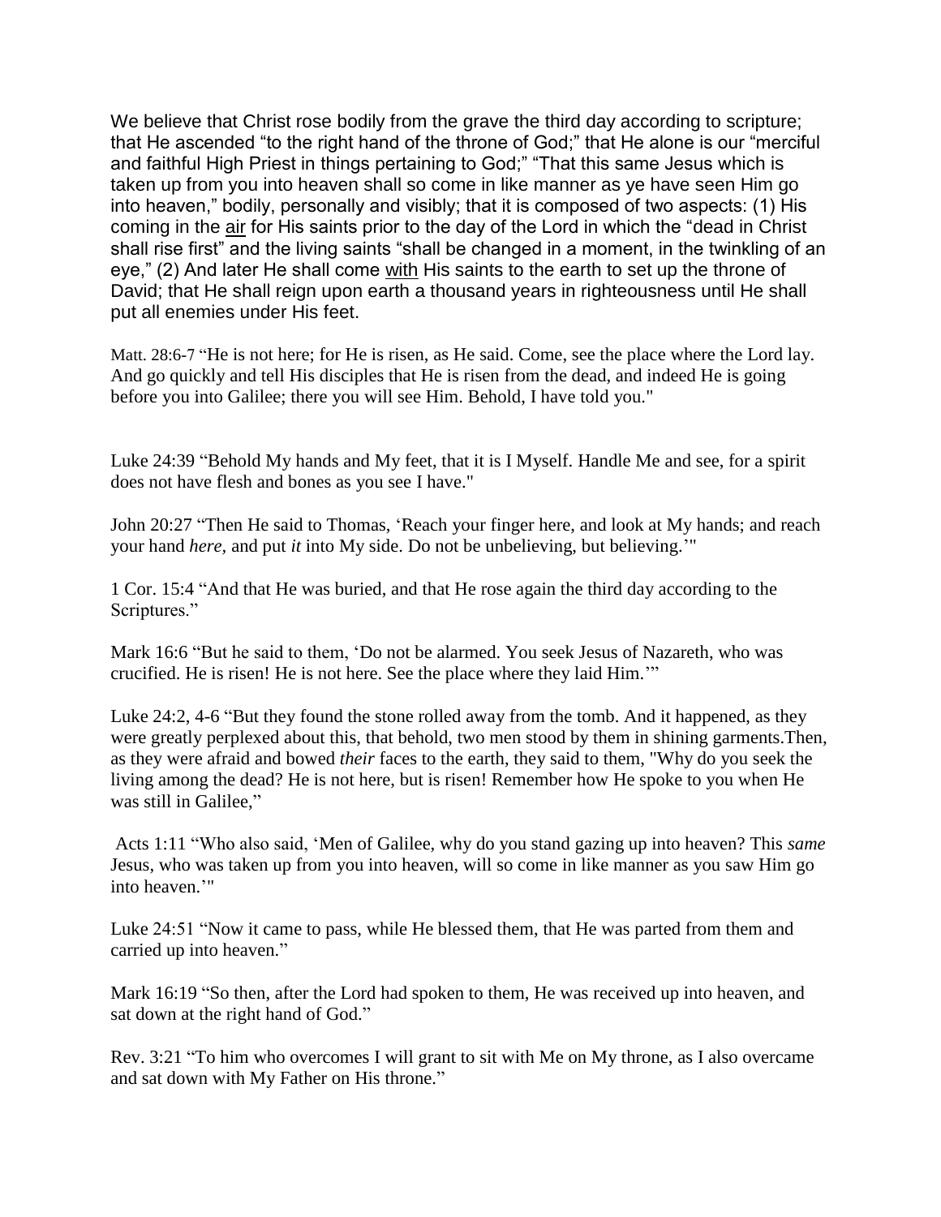We believe that Christ rose bodily from the grave the third day according to scripture; that He ascended "to the right hand of the throne of God;" that He alone is our "merciful and faithful High Priest in things pertaining to God;" "That this same Jesus which is taken up from you into heaven shall so come in like manner as ye have seen Him go into heaven," bodily, personally and visibly; that it is composed of two aspects: (1) His coming in the <u>air</u> for His saints prior to the day of the Lord in which the "dead in Christ shall rise first" and the living saints "shall be changed in a moment, in the twinkling of an eye," (2) And later He shall come <u>with</u> His saints to the earth to set up the throne of David; that He shall reign upon earth a thousand years in righteousness until He shall put all enemies under His feet.

Matt. 28:6-7 "He is not here; for He is risen, as He said. Come, see the place where the Lord lay. And go quickly and tell His disciples that He is risen from the dead, and indeed He is going before you into Galilee; there you will see Him. Behold, I have told you."

Luke 24:39 "Behold My hands and My feet, that it is I Myself. Handle Me and see, for a spirit does not have flesh and bones as you see I have."

John 20:27 "Then He said to Thomas, 'Reach your finger here, and look at My hands; and reach your hand *here,* and put *it* into My side. Do not be unbelieving, but believing.'"

1 Cor. 15:4 "And that He was buried, and that He rose again the third day according to the Scriptures."

Mark 16:6 "But he said to them, 'Do not be alarmed. You seek Jesus of Nazareth, who was crucified. He is risen! He is not here. See the place where they laid Him.'"

Luke 24:2, 4-6 "But they found the stone rolled away from the tomb. And it happened, as they were greatly perplexed about this, that behold, two men stood by them in shining garments.Then, as they were afraid and bowed *their* faces to the earth, they said to them, "Why do you seek the living among the dead? He is not here, but is risen! Remember how He spoke to you when He was still in Galilee,"

Acts 1:11 "Who also said, 'Men of Galilee, why do you stand gazing up into heaven? This *same* Jesus, who was taken up from you into heaven, will so come in like manner as you saw Him go into heaven.'"

Luke 24:51 "Now it came to pass, while He blessed them, that He was parted from them and carried up into heaven."

Mark 16:19 "So then, after the Lord had spoken to them, He was received up into heaven, and sat down at the right hand of God."

Rev. 3:21 "To him who overcomes I will grant to sit with Me on My throne, as I also overcame and sat down with My Father on His throne."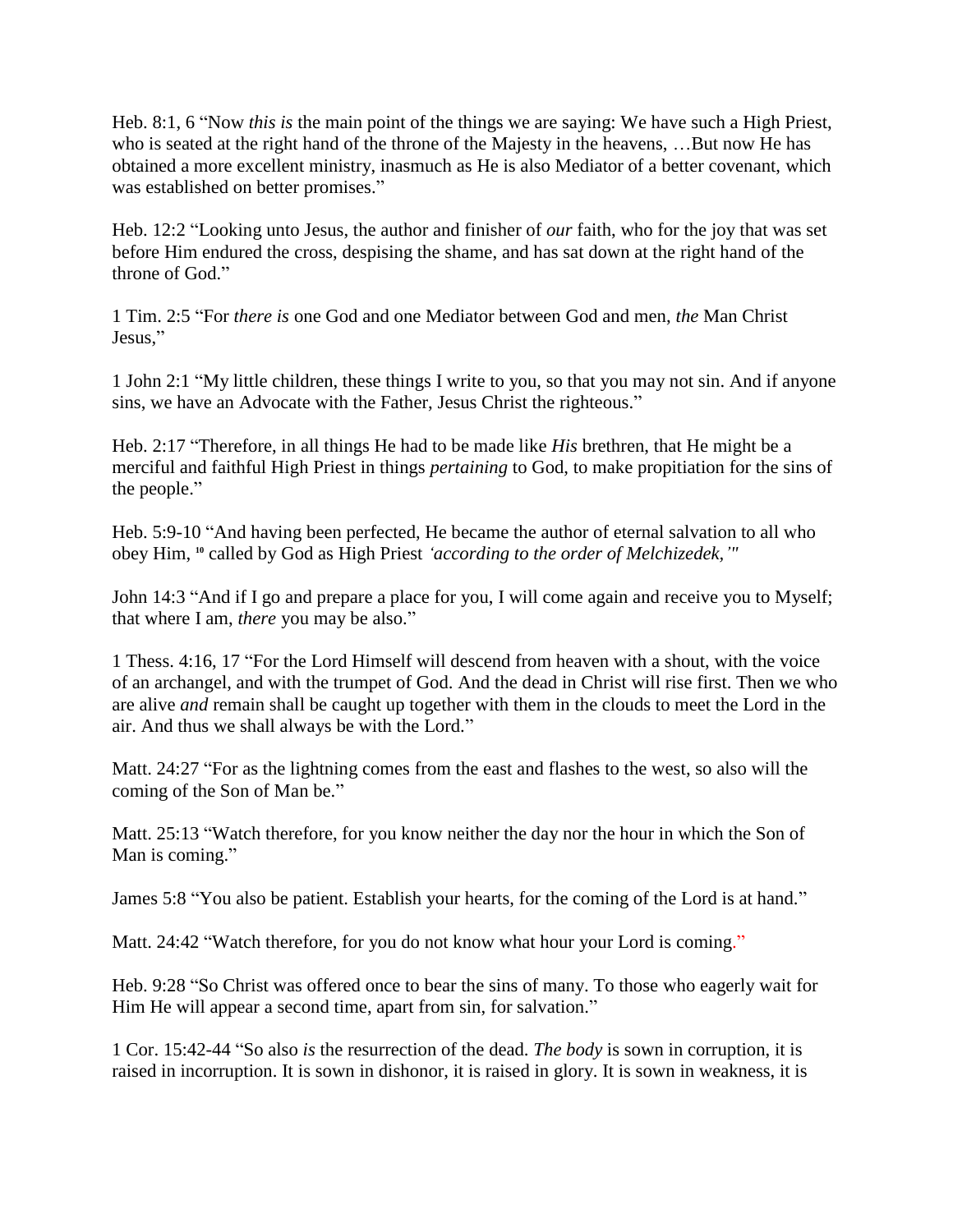Heb. 8:1, 6 “Now *this is* the main point of the things we are saying: We have such a High Priest, who is seated at the right hand of the throne of the Majesty in the heavens, …But now He has obtained a more excellent ministry, inasmuch as He is also Mediator of a better covenant, which was established on better promises.”

Heb. 12:2 “Looking unto Jesus, the author and finisher of *our* faith, who for the joy that was set before Him endured the cross, despising the shame, and has sat down at the right hand of the throne of God.”

1 Tim. 2:5 “For *there is* one God and one Mediator between God and men, *the* Man Christ Jesus,”

1 John 2:1 “My little children, these things I write to you, so that you may not sin. And if anyone sins, we have an Advocate with the Father, Jesus Christ the righteous.”

Heb. 2:17 “Therefore, in all things He had to be made like *His* brethren, that He might be a merciful and faithful High Priest in things *pertaining* to God, to make propitiation for the sins of the people.”

Heb. 5:9-10 “And having been perfected, He became the author of eternal salvation to all who obey Him, [10] called by God as High Priest *‘according to the order of Melchizedek,’"*

John 14:3 “And if I go and prepare a place for you, I will come again and receive you to Myself; that where I am, *there* you may be also.”

1 Thess. 4:16, 17 “For the Lord Himself will descend from heaven with a shout, with the voice of an archangel, and with the trumpet of God. And the dead in Christ will rise first. Then we who are alive *and* remain shall be caught up together with them in the clouds to meet the Lord in the air. And thus we shall always be with the Lord.”

Matt. 24:27 “For as the lightning comes from the east and flashes to the west, so also will the coming of the Son of Man be.”

Matt. 25:13 “Watch therefore, for you know neither the day nor the hour in which the Son of Man is coming.”

James 5:8 “You also be patient. Establish your hearts, for the coming of the Lord is at hand.”

Matt. 24:42 “Watch therefore, for you do not know what hour your Lord is coming.”

Heb. 9:28 “So Christ was offered once to bear the sins of many. To those who eagerly wait for Him He will appear a second time, apart from sin, for salvation.”

1 Cor. 15:42-44 “So also *is* the resurrection of the dead. *The body* is sown in corruption, it is raised in incorruption. It is sown in dishonor, it is raised in glory. It is sown in weakness, it is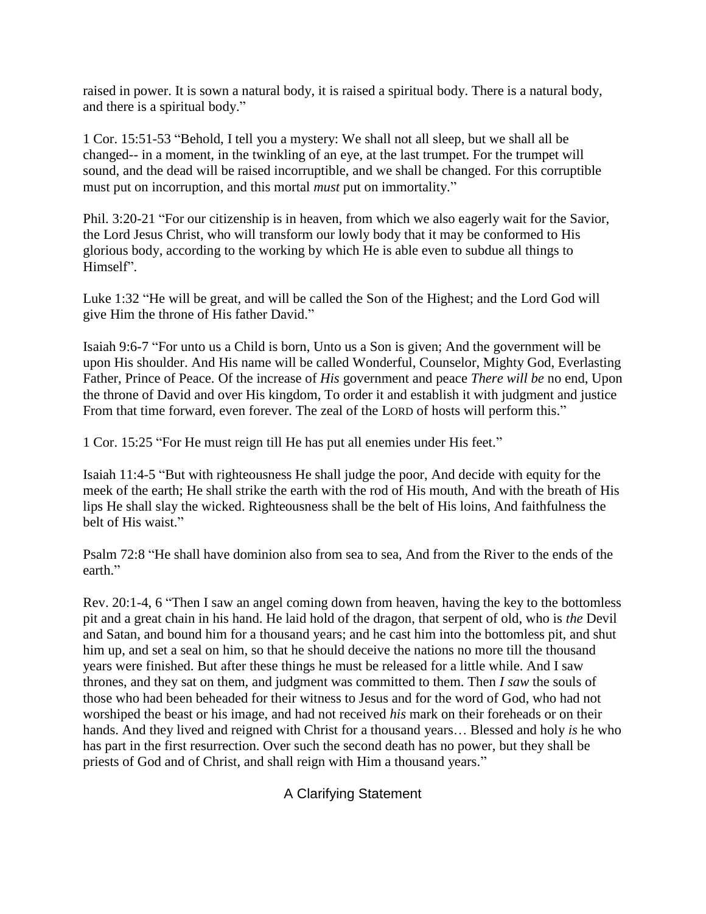raised in power. It is sown a natural body, it is raised a spiritual body. There is a natural body, and there is a spiritual body."

1 Cor. 15:51-53 "Behold, I tell you a mystery: We shall not all sleep, but we shall all be changed-- in a moment, in the twinkling of an eye, at the last trumpet. For the trumpet will sound, and the dead will be raised incorruptible, and we shall be changed. For this corruptible must put on incorruption, and this mortal *must* put on immortality."

Phil. 3:20-21 "For our citizenship is in heaven, from which we also eagerly wait for the Savior, the Lord Jesus Christ, who will transform our lowly body that it may be conformed to His glorious body, according to the working by which He is able even to subdue all things to Himself".

Luke 1:32 "He will be great, and will be called the Son of the Highest; and the Lord God will give Him the throne of His father David."

Isaiah 9:6-7 "For unto us a Child is born, Unto us a Son is given; And the government will be upon His shoulder. And His name will be called Wonderful, Counselor, Mighty God, Everlasting Father, Prince of Peace. Of the increase of *His* government and peace *There will be* no end, Upon the throne of David and over His kingdom, To order it and establish it with judgment and justice From that time forward, even forever. The zeal of the LORD of hosts will perform this."

1 Cor. 15:25 "For He must reign till He has put all enemies under His feet."

Isaiah 11:4-5 "But with righteousness He shall judge the poor, And decide with equity for the meek of the earth; He shall strike the earth with the rod of His mouth, And with the breath of His lips He shall slay the wicked. Righteousness shall be the belt of His loins, And faithfulness the belt of His waist."

Psalm 72:8 "He shall have dominion also from sea to sea, And from the River to the ends of the earth."

Rev. 20:1-4, 6 "Then I saw an angel coming down from heaven, having the key to the bottomless pit and a great chain in his hand. He laid hold of the dragon, that serpent of old, who is *the* Devil and Satan, and bound him for a thousand years; and he cast him into the bottomless pit, and shut him up, and set a seal on him, so that he should deceive the nations no more till the thousand years were finished. But after these things he must be released for a little while. And I saw thrones, and they sat on them, and judgment was committed to them. Then *I saw* the souls of those who had been beheaded for their witness to Jesus and for the word of God, who had not worshiped the beast or his image, and had not received *his* mark on their foreheads or on their hands. And they lived and reigned with Christ for a thousand years… Blessed and holy *is* he who has part in the first resurrection. Over such the second death has no power, but they shall be priests of God and of Christ, and shall reign with Him a thousand years."

## A Clarifying Statement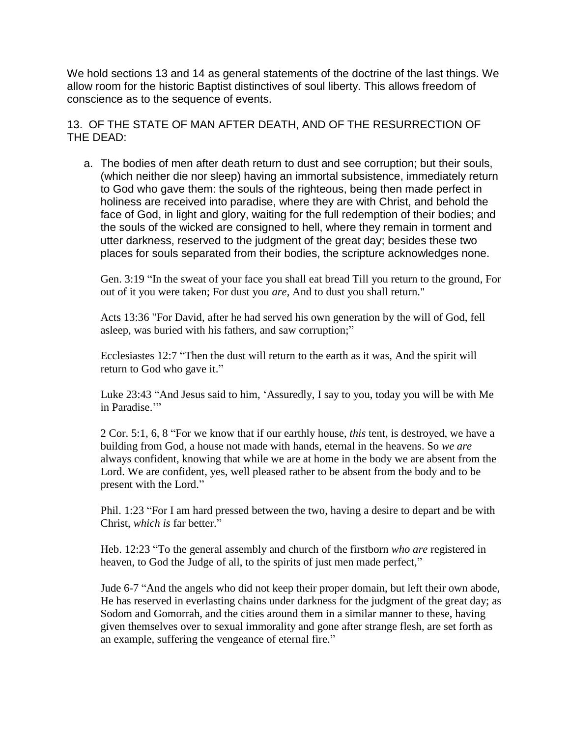We hold sections 13 and 14 as general statements of the doctrine of the last things. We allow room for the historic Baptist distinctives of soul liberty. This allows freedom of conscience as to the sequence of events.

## 13. OF THE STATE OF MAN AFTER DEATH, AND OF THE RESURRECTION OF THE DEAD:

a. The bodies of men after death return to dust and see corruption; but their souls, (which neither die nor sleep) having an immortal subsistence, immediately return to God who gave them: the souls of the righteous, being then made perfect in holiness are received into paradise, where they are with Christ, and behold the face of God, in light and glory, waiting for the full redemption of their bodies; and the souls of the wicked are consigned to hell, where they remain in torment and utter darkness, reserved to the judgment of the great day; besides these two places for souls separated from their bodies, the scripture acknowledges none.

   Gen. 3:19 "In the sweat of your face you shall eat bread Till you return to the ground, For out of it you were taken; For dust you *are*, And to dust you shall return."

   Acts 13:36 "For David, after he had served his own generation by the will of God, fell asleep, was buried with his fathers, and saw corruption;"

   Ecclesiastes 12:7 "Then the dust will return to the earth as it was, And the spirit will return to God who gave it."

   Luke 23:43 "And Jesus said to him, 'Assuredly, I say to you, today you will be with Me in Paradise.'"

   2 Cor. 5:1, 6, 8 "For we know that if our earthly house, *this* tent, is destroyed, we have a building from God, a house not made with hands, eternal in the heavens. So *we are* always confident, knowing that while we are at home in the body we are absent from the Lord. We are confident, yes, well pleased rather to be absent from the body and to be present with the Lord."

   Phil. 1:23 "For I am hard pressed between the two, having a desire to depart and be with Christ, *which is* far better."

   Heb. 12:23 "To the general assembly and church of the firstborn *who are* registered in heaven, to God the Judge of all, to the spirits of just men made perfect,"

   Jude 6-7 "And the angels who did not keep their proper domain, but left their own abode, He has reserved in everlasting chains under darkness for the judgment of the great day; as Sodom and Gomorrah, and the cities around them in a similar manner to these, having given themselves over to sexual immorality and gone after strange flesh, are set forth as an example, suffering the vengeance of eternal fire."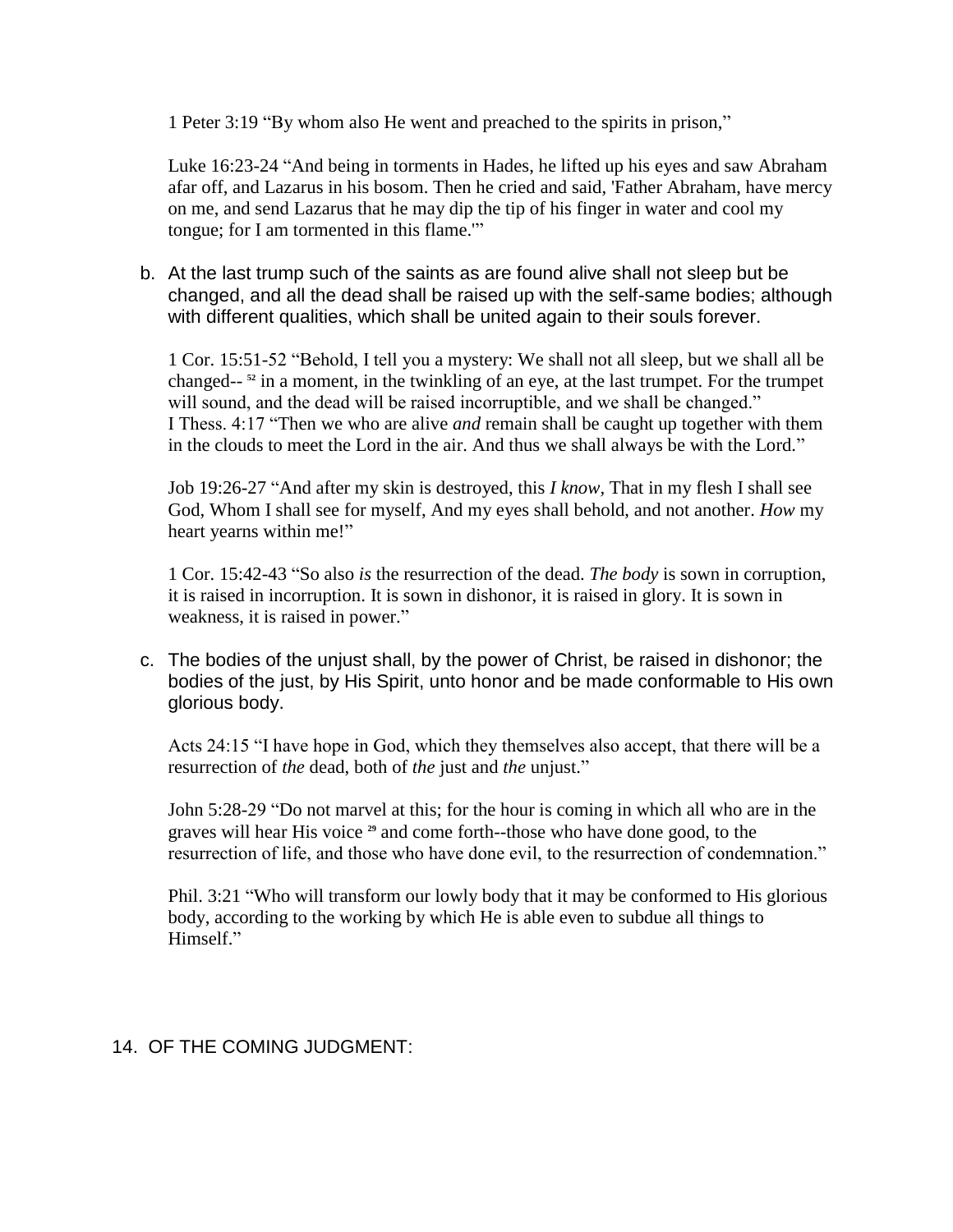1 Peter 3:19 "By whom also He went and preached to the spirits in prison,"

Luke 16:23-24 "And being in torments in Hades, he lifted up his eyes and saw Abraham afar off, and Lazarus in his bosom. Then he cried and said, 'Father Abraham, have mercy on me, and send Lazarus that he may dip the tip of his finger in water and cool my tongue; for I am tormented in this flame.'"

b. At the last trump such of the saints as are found alive shall not sleep but be changed, and all the dead shall be raised up with the self-same bodies; although with different qualities, which shall be united again to their souls forever.

1 Cor. 15:51-52 "Behold, I tell you a mystery: We shall not all sleep, but we shall all be changed-- [52] in a moment, in the twinkling of an eye, at the last trumpet. For the trumpet will sound, and the dead will be raised incorruptible, and we shall be changed."
I Thess. 4:17 "Then we who are alive *and* remain shall be caught up together with them in the clouds to meet the Lord in the air. And thus we shall always be with the Lord."

Job 19:26-27 "And after my skin is destroyed, this *I know*, That in my flesh I shall see God, Whom I shall see for myself, And my eyes shall behold, and not another. *How* my heart yearns within me!"

1 Cor. 15:42-43 "So also *is* the resurrection of the dead. *The body* is sown in corruption, it is raised in incorruption. It is sown in dishonor, it is raised in glory. It is sown in weakness, it is raised in power."

c. The bodies of the unjust shall, by the power of Christ, be raised in dishonor; the bodies of the just, by His Spirit, unto honor and be made conformable to His own glorious body.

Acts 24:15 "I have hope in God, which they themselves also accept, that there will be a resurrection of *the* dead, both of *the* just and *the* unjust."

John 5:28-29 "Do not marvel at this; for the hour is coming in which all who are in the graves will hear His voice [29] and come forth--those who have done good, to the resurrection of life, and those who have done evil, to the resurrection of condemnation."

Phil. 3:21 "Who will transform our lowly body that it may be conformed to His glorious body, according to the working by which He is able even to subdue all things to Himself."

## 14. OF THE COMING JUDGMENT: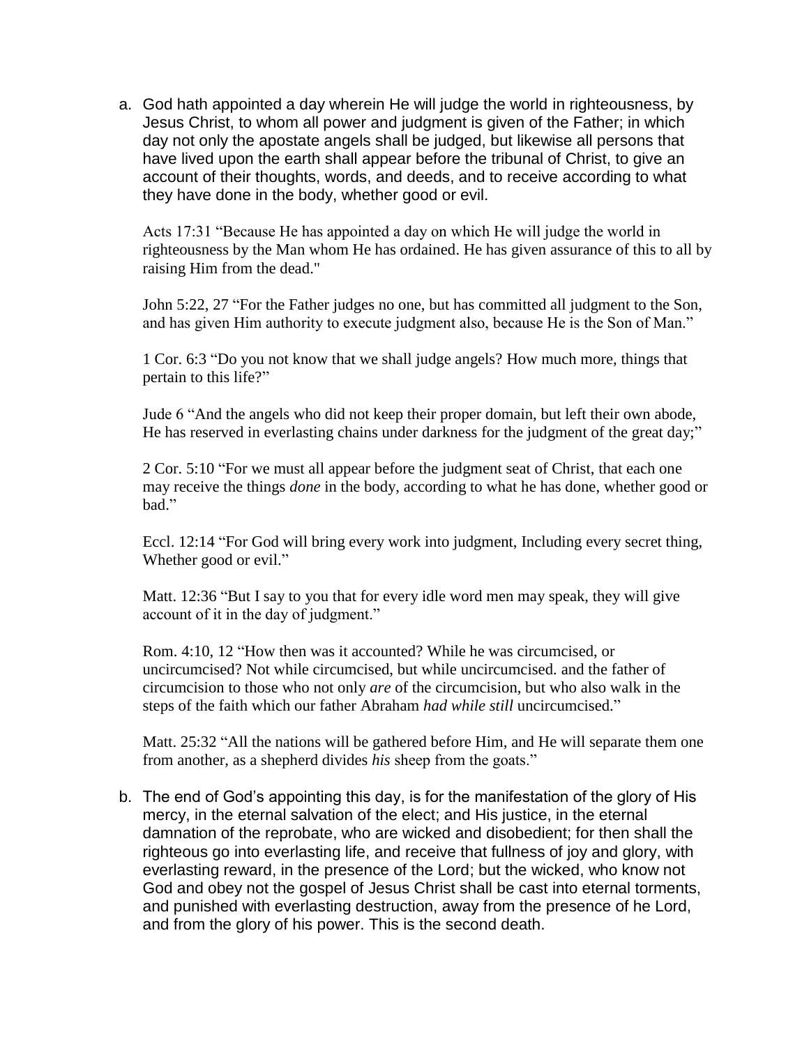a. God hath appointed a day wherein He will judge the world in righteousness, by Jesus Christ, to whom all power and judgment is given of the Father; in which day not only the apostate angels shall be judged, but likewise all persons that have lived upon the earth shall appear before the tribunal of Christ, to give an account of their thoughts, words, and deeds, and to receive according to what they have done in the body, whether good or evil.

   Acts 17:31 "Because He has appointed a day on which He will judge the world in righteousness by the Man whom He has ordained. He has given assurance of this to all by raising Him from the dead."

   John 5:22, 27 "For the Father judges no one, but has committed all judgment to the Son, and has given Him authority to execute judgment also, because He is the Son of Man."

   1 Cor. 6:3 "Do you not know that we shall judge angels? How much more, things that pertain to this life?"

   Jude 6 "And the angels who did not keep their proper domain, but left their own abode, He has reserved in everlasting chains under darkness for the judgment of the great day;"

   2 Cor. 5:10 "For we must all appear before the judgment seat of Christ, that each one may receive the things *done* in the body, according to what he has done, whether good or bad."

   Eccl. 12:14 "For God will bring every work into judgment, Including every secret thing, Whether good or evil."

   Matt. 12:36 "But I say to you that for every idle word men may speak, they will give account of it in the day of judgment."

   Rom. 4:10, 12 "How then was it accounted? While he was circumcised, or uncircumcised? Not while circumcised, but while uncircumcised. and the father of circumcision to those who not only *are* of the circumcision, but who also walk in the steps of the faith which our father Abraham *had while still* uncircumcised."

   Matt. 25:32 "All the nations will be gathered before Him, and He will separate them one from another, as a shepherd divides *his* sheep from the goats."

b. The end of God's appointing this day, is for the manifestation of the glory of His mercy, in the eternal salvation of the elect; and His justice, in the eternal damnation of the reprobate, who are wicked and disobedient; for then shall the righteous go into everlasting life, and receive that fullness of joy and glory, with everlasting reward, in the presence of the Lord; but the wicked, who know not God and obey not the gospel of Jesus Christ shall be cast into eternal torments, and punished with everlasting destruction, away from the presence of he Lord, and from the glory of his power. This is the second death.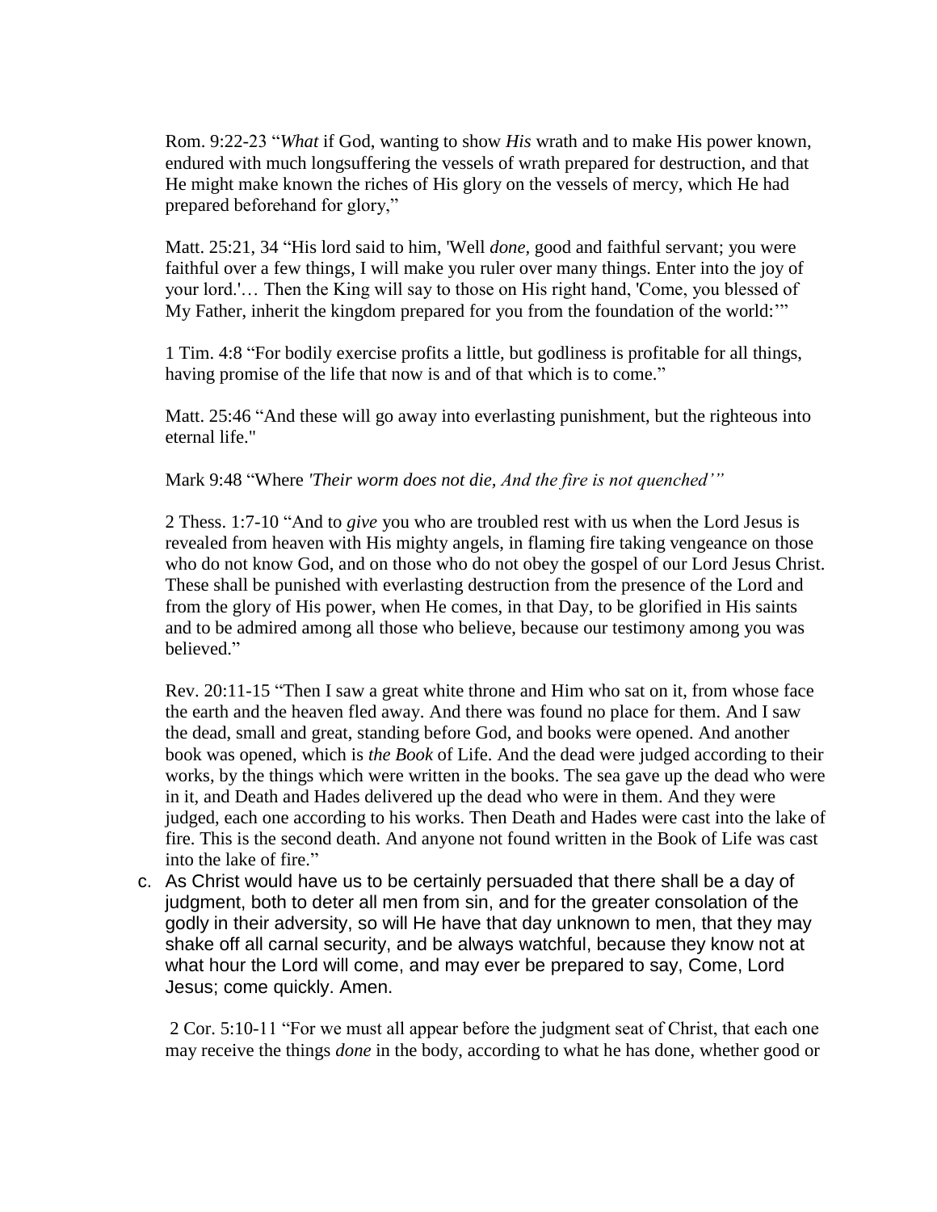Rom. 9:22-23 "*What* if God, wanting to show *His* wrath and to make His power known, endured with much longsuffering the vessels of wrath prepared for destruction, and that He might make known the riches of His glory on the vessels of mercy, which He had prepared beforehand for glory,"

Matt. 25:21, 34 "His lord said to him, 'Well *done,* good and faithful servant; you were faithful over a few things, I will make you ruler over many things. Enter into the joy of your lord.'… Then the King will say to those on His right hand, 'Come, you blessed of My Father, inherit the kingdom prepared for you from the foundation of the world:'"

1 Tim. 4:8 "For bodily exercise profits a little, but godliness is profitable for all things, having promise of the life that now is and of that which is to come."

Matt. 25:46 "And these will go away into everlasting punishment, but the righteous into eternal life."

Mark 9:48 "Where *'Their worm does not die, And the fire is not quenched'"*

2 Thess. 1:7-10 "And to *give* you who are troubled rest with us when the Lord Jesus is revealed from heaven with His mighty angels, in flaming fire taking vengeance on those who do not know God, and on those who do not obey the gospel of our Lord Jesus Christ. These shall be punished with everlasting destruction from the presence of the Lord and from the glory of His power, when He comes, in that Day, to be glorified in His saints and to be admired among all those who believe, because our testimony among you was believed."

Rev. 20:11-15 "Then I saw a great white throne and Him who sat on it, from whose face the earth and the heaven fled away. And there was found no place for them. And I saw the dead, small and great, standing before God, and books were opened. And another book was opened, which is *the Book* of Life. And the dead were judged according to their works, by the things which were written in the books. The sea gave up the dead who were in it, and Death and Hades delivered up the dead who were in them. And they were judged, each one according to his works. Then Death and Hades were cast into the lake of fire. This is the second death. And anyone not found written in the Book of Life was cast into the lake of fire."

c. As Christ would have us to be certainly persuaded that there shall be a day of judgment, both to deter all men from sin, and for the greater consolation of the godly in their adversity, so will He have that day unknown to men, that they may shake off all carnal security, and be always watchful, because they know not at what hour the Lord will come, and may ever be prepared to say, Come, Lord Jesus; come quickly. Amen.

2 Cor. 5:10-11 "For we must all appear before the judgment seat of Christ, that each one may receive the things *done* in the body, according to what he has done, whether good or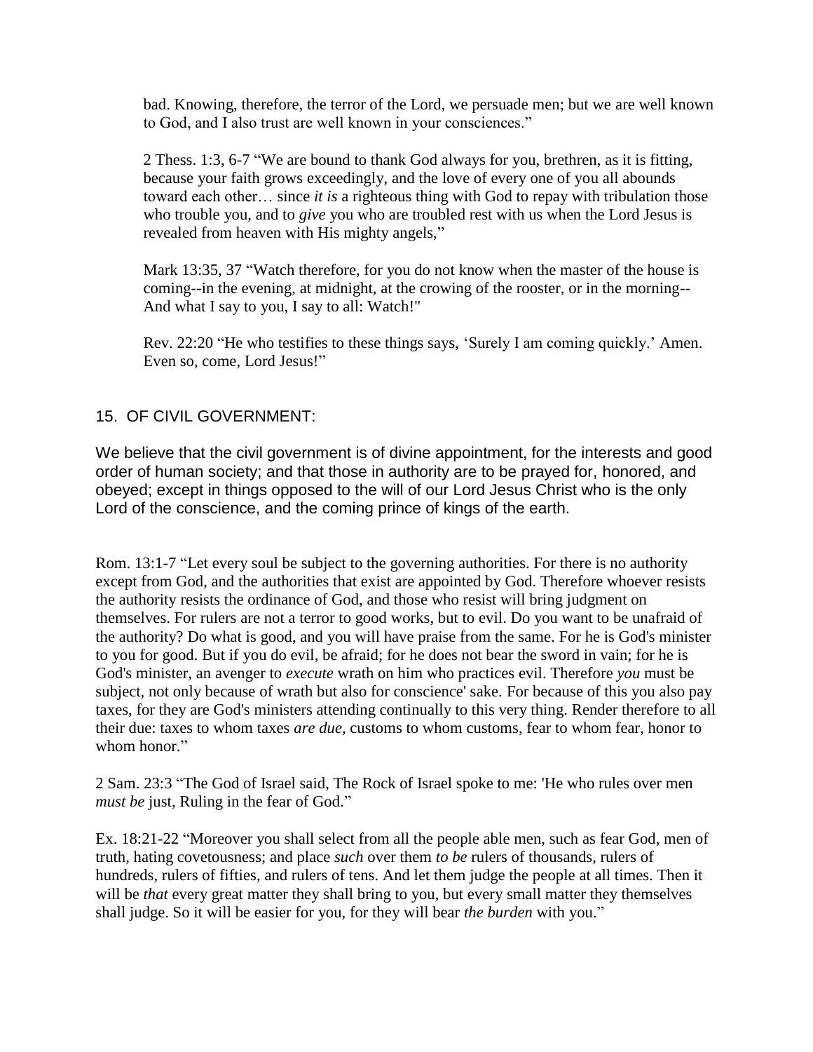bad. Knowing, therefore, the terror of the Lord, we persuade men; but we are well known to God, and I also trust are well known in your consciences."

2 Thess. 1:3, 6-7 "We are bound to thank God always for you, brethren, as it is fitting, because your faith grows exceedingly, and the love of every one of you all abounds toward each other… since *it is* a righteous thing with God to repay with tribulation those who trouble you, and to *give* you who are troubled rest with us when the Lord Jesus is revealed from heaven with His mighty angels,"

Mark 13:35, 37 "Watch therefore, for you do not know when the master of the house is coming--in the evening, at midnight, at the crowing of the rooster, or in the morning-- And what I say to you, I say to all: Watch!"

Rev. 22:20 "He who testifies to these things says, 'Surely I am coming quickly.' Amen. Even so, come, Lord Jesus!"

## 15. OF CIVIL GOVERNMENT:

We believe that the civil government is of divine appointment, for the interests and good order of human society; and that those in authority are to be prayed for, honored, and obeyed; except in things opposed to the will of our Lord Jesus Christ who is the only Lord of the conscience, and the coming prince of kings of the earth.

Rom. 13:1-7 "Let every soul be subject to the governing authorities. For there is no authority except from God, and the authorities that exist are appointed by God. Therefore whoever resists the authority resists the ordinance of God, and those who resist will bring judgment on themselves. For rulers are not a terror to good works, but to evil. Do you want to be unafraid of the authority? Do what is good, and you will have praise from the same. For he is God's minister to you for good. But if you do evil, be afraid; for he does not bear the sword in vain; for he is God's minister, an avenger to *execute* wrath on him who practices evil. Therefore *you* must be subject, not only because of wrath but also for conscience' sake. For because of this you also pay taxes, for they are God's ministers attending continually to this very thing. Render therefore to all their due: taxes to whom taxes *are due*, customs to whom customs, fear to whom fear, honor to whom honor."

2 Sam. 23:3 "The God of Israel said, The Rock of Israel spoke to me: 'He who rules over men *must be* just, Ruling in the fear of God."

Ex. 18:21-22 "Moreover you shall select from all the people able men, such as fear God, men of truth, hating covetousness; and place *such* over them *to be* rulers of thousands, rulers of hundreds, rulers of fifties, and rulers of tens. And let them judge the people at all times. Then it will be *that* every great matter they shall bring to you, but every small matter they themselves shall judge. So it will be easier for you, for they will bear *the burden* with you."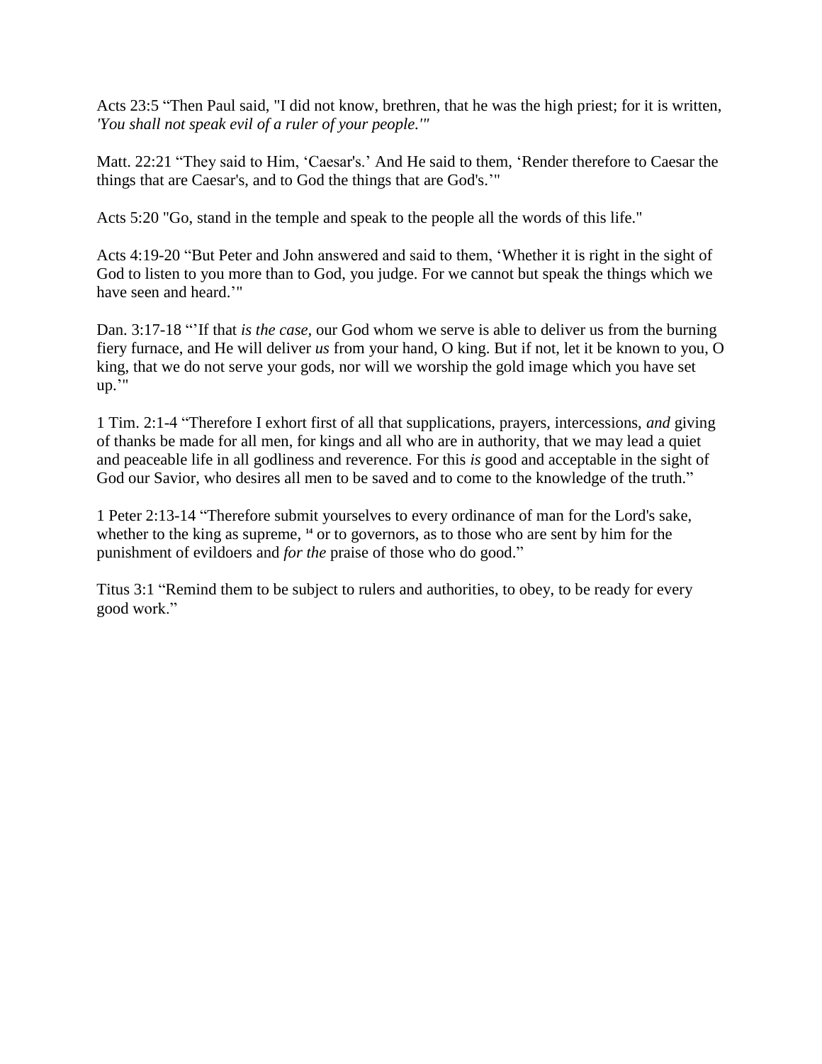Acts 23:5 “Then Paul said, "I did not know, brethren, that he was the high priest; for it is written, *'You shall not speak evil of a ruler of your people.'"*

Matt. 22:21 “They said to Him, ‘Caesar's.’ And He said to them, ‘Render therefore to Caesar the things that are Caesar's, and to God the things that are God's.’"

Acts 5:20 "Go, stand in the temple and speak to the people all the words of this life."

Acts 4:19-20 “But Peter and John answered and said to them, ‘Whether it is right in the sight of God to listen to you more than to God, you judge. For we cannot but speak the things which we have seen and heard.’"

Dan. 3:17-18 “’If that *is the case,* our God whom we serve is able to deliver us from the burning fiery furnace, and He will deliver *us* from your hand, O king. But if not, let it be known to you, O king, that we do not serve your gods, nor will we worship the gold image which you have set up.’"

1 Tim. 2:1-4 “Therefore I exhort first of all that supplications, prayers, intercessions, *and* giving of thanks be made for all men, for kings and all who are in authority, that we may lead a quiet and peaceable life in all godliness and reverence. For this *is* good and acceptable in the sight of God our Savior, who desires all men to be saved and to come to the knowledge of the truth.”

1 Peter 2:13-14 “Therefore submit yourselves to every ordinance of man for the Lord's sake, whether to the king as supreme, [14] or to governors, as to those who are sent by him for the punishment of evildoers and *for the* praise of those who do good.”

Titus 3:1 “Remind them to be subject to rulers and authorities, to obey, to be ready for every good work.”